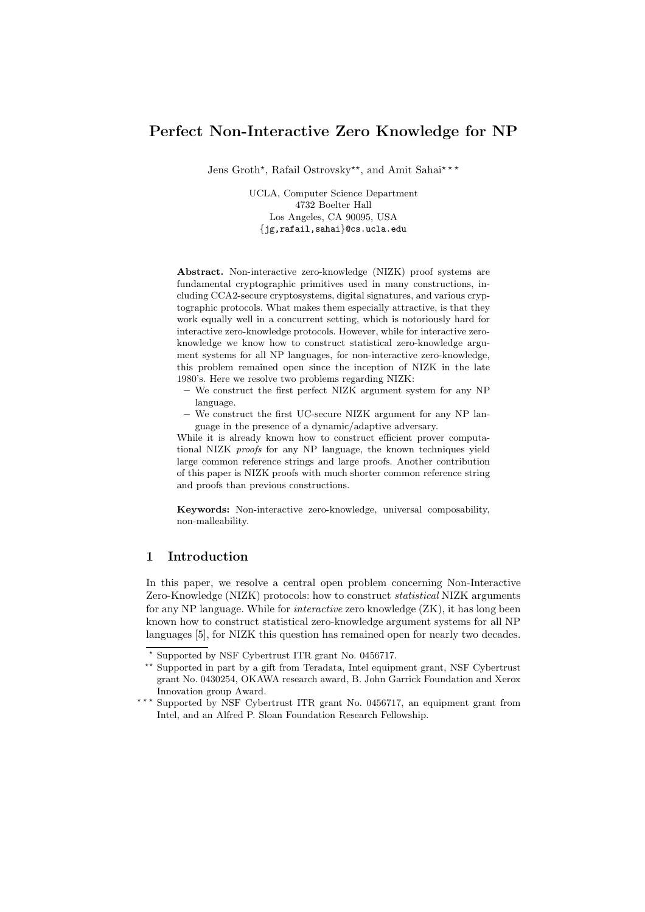# Perfect Non-Interactive Zero Knowledge for NP

Jens Groth*, Rafail Ostrovsky**, and Amit Sahai***

UCLA, Computer Science Department
4732 Boelter Hall
Los Angeles, CA 90095, USA
{jg,rafail,sahai}@cs.ucla.edu

**Abstract.** Non-interactive zero-knowledge (NIZK) proof systems are fundamental cryptographic primitives used in many constructions, including CCA2-secure cryptosystems, digital signatures, and various cryptographic protocols. What makes them especially attractive, is that they work equally well in a concurrent setting, which is notoriously hard for interactive zero-knowledge protocols. However, while for interactive zero-knowledge we know how to construct statistical zero-knowledge argument systems for all NP languages, for non-interactive zero-knowledge, this problem remained open since the inception of NIZK in the late 1980's. Here we resolve two problems regarding NIZK:

- We construct the first perfect NIZK argument system for any NP language.
- We construct the first UC-secure NIZK argument for any NP language in the presence of a dynamic/adaptive adversary.

While it is already known how to construct efficient prover computational NIZK *proofs* for any NP language, the known techniques yield large common reference strings and large proofs. Another contribution of this paper is NIZK proofs with much shorter common reference string and proofs than previous constructions.

**Keywords:** Non-interactive zero-knowledge, universal composability, non-malleability.

## 1 Introduction

In this paper, we resolve a central open problem concerning Non-Interactive Zero-Knowledge (NIZK) protocols: how to construct *statistical* NIZK arguments for any NP language. While for *interactive* zero knowledge (ZK), it has long been known how to construct statistical zero-knowledge argument systems for all NP languages [5], for NIZK this question has remained open for nearly two decades.

---

* Supported by NSF Cybertrust ITR grant No. 0456717.

** Supported in part by a gift from Teradata, Intel equipment grant, NSF Cybertrust grant No. 0430254, OKAWA research award, B. John Garrick Foundation and Xerox Innovation group Award.

*** Supported by NSF Cybertrust ITR grant No. 0456717, an equipment grant from Intel, and an Alfred P. Sloan Foundation Research Fellowship.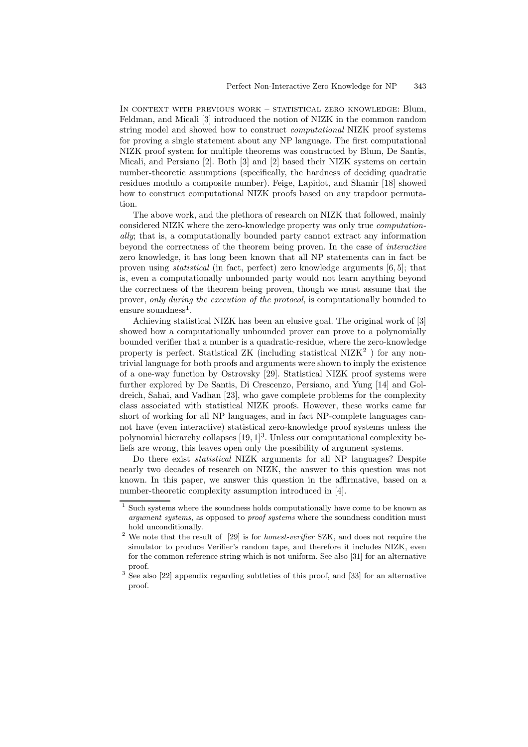In context with previous work – statistical zero knowledge: Blum, Feldman, and Micali [3] introduced the notion of NIZK in the common random string model and showed how to construct *computational* NIZK proof systems for proving a single statement about any NP language. The first computational NIZK proof system for multiple theorems was constructed by Blum, De Santis, Micali, and Persiano [2]. Both [3] and [2] based their NIZK systems on certain number-theoretic assumptions (specifically, the hardness of deciding quadratic residues modulo a composite number). Feige, Lapidot, and Shamir [18] showed how to construct computational NIZK proofs based on any trapdoor permutation.

The above work, and the plethora of research on NIZK that followed, mainly considered NIZK where the zero-knowledge property was only true *computationally*; that is, a computationally bounded party cannot extract any information beyond the correctness of the theorem being proven. In the case of *interactive* zero knowledge, it has long been known that all NP statements can in fact be proven using *statistical* (in fact, perfect) zero knowledge arguments [6, 5]; that is, even a computationally unbounded party would not learn anything beyond the correctness of the theorem being proven, though we must assume that the prover, *only during the execution of the protocol*, is computationally bounded to ensure soundness[1].

Achieving statistical NIZK has been an elusive goal. The original work of [3] showed how a computationally unbounded prover can prove to a polynomially bounded verifier that a number is a quadratic-residue, where the zero-knowledge property is perfect. Statistical ZK (including statistical NIZK[2] ) for any nontrivial language for both proofs and arguments were shown to imply the existence of a one-way function by Ostrovsky [29]. Statistical NIZK proof systems were further explored by De Santis, Di Crescenzo, Persiano, and Yung [14] and Goldreich, Sahai, and Vadhan [23], who gave complete problems for the complexity class associated with statistical NIZK proofs. However, these works came far short of working for all NP languages, and in fact NP-complete languages cannot have (even interactive) statistical zero-knowledge proof systems unless the polynomial hierarchy collapses [19, 1][3]. Unless our computational complexity beliefs are wrong, this leaves open only the possibility of argument systems.

Do there exist *statistical* NIZK arguments for all NP languages? Despite nearly two decades of research on NIZK, the answer to this question was not known. In this paper, we answer this question in the affirmative, based on a number-theoretic complexity assumption introduced in [4].

---

[1] Such systems where the soundness holds computationally have come to be known as *argument systems*, as opposed to *proof systems* where the soundness condition must hold unconditionally.

[2] We note that the result of [29] is for *honest-verifier* SZK, and does not require the simulator to produce Verifier's random tape, and therefore it includes NIZK, even for the common reference string which is not uniform. See also [31] for an alternative proof.

[3] See also [22] appendix regarding subtleties of this proof, and [33] for an alternative proof.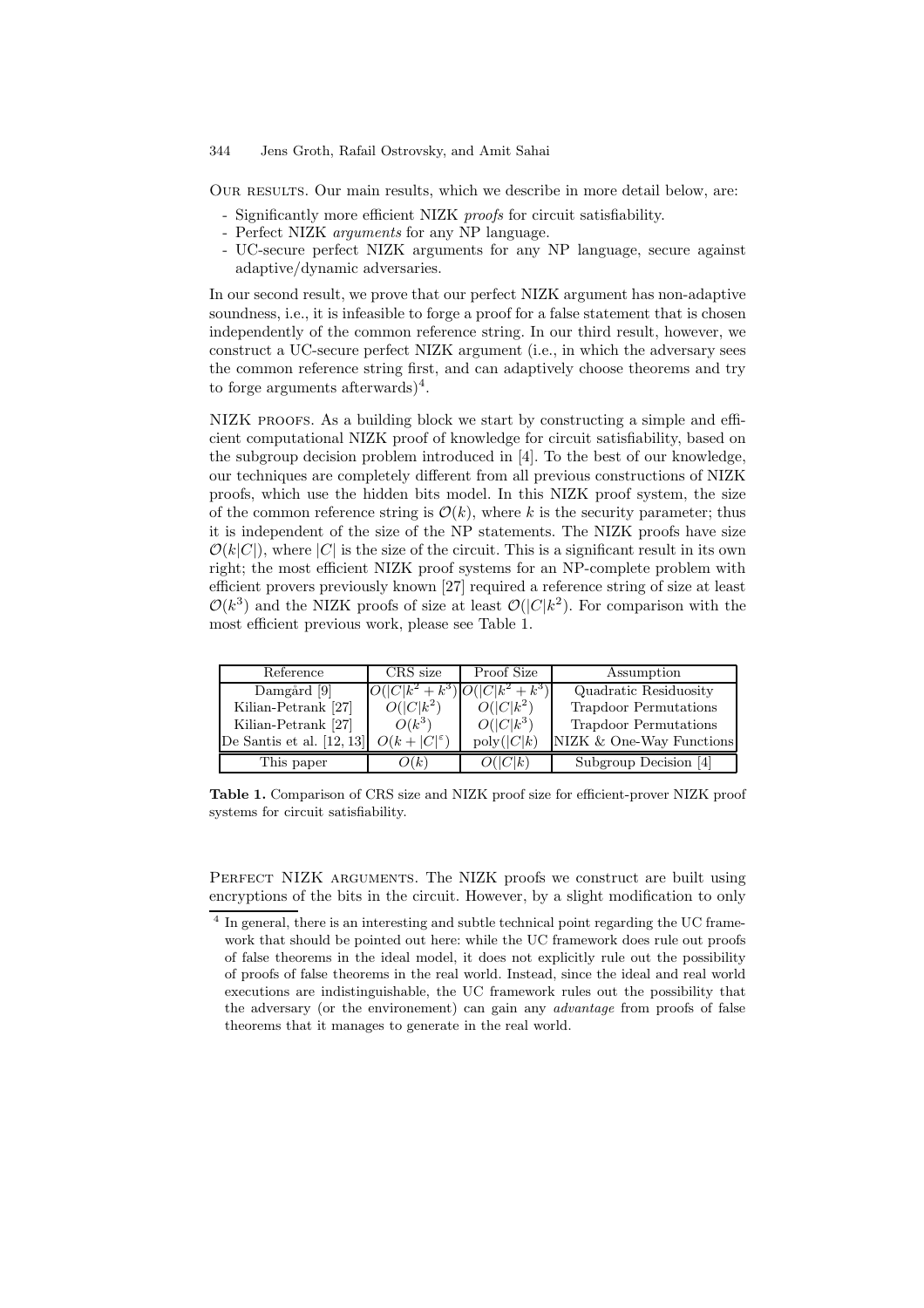Our results. Our main results, which we describe in more detail below, are:

- Significantly more efficient NIZK *proofs* for circuit satisfiability.
- Perfect NIZK *arguments* for any NP language.
- UC-secure perfect NIZK arguments for any NP language, secure against adaptive/dynamic adversaries.

In our second result, we prove that our perfect NIZK argument has non-adaptive soundness, i.e., it is infeasible to forge a proof for a false statement that is chosen independently of the common reference string. In our third result, however, we construct a UC-secure perfect NIZK argument (i.e., in which the adversary sees the common reference string first, and can adaptively choose theorems and try to forge arguments afterwards)[4].

NIZK proofs. As a building block we start by constructing a simple and efficient computational NIZK proof of knowledge for circuit satisfiability, based on the subgroup decision problem introduced in [4]. To the best of our knowledge, our techniques are completely different from all previous constructions of NIZK proofs, which use the hidden bits model. In this NIZK proof system, the size of the common reference string is $\mathcal{O}(k)$, where $k$ is the security parameter; thus it is independent of the size of the NP statements. The NIZK proofs have size $\mathcal{O}(k|C|)$, where $|C|$ is the size of the circuit. This is a significant result in its own right; the most efficient NIZK proof systems for an NP-complete problem with efficient provers previously known [27] required a reference string of size at least $\mathcal{O}(k^3)$ and the NIZK proofs of size at least $\mathcal{O}(|C|k^2)$. For comparison with the most efficient previous work, please see Table 1.

| Reference | CRS size | Proof Size | Assumption |
|---|---|---|---|
| Damgård [9] | $O(\lvert C\rvert k^2 + k^3)$ | $O(\lvert C\rvert k^2 + k^3)$ | Quadratic Residuosity |
| Kilian-Petrank [27] | $O(\lvert C\rvert k^2)$ | $O(\lvert C\rvert k^2)$ | Trapdoor Permutations |
| Kilian-Petrank [27] | $O(k^3)$ | $O(\lvert C\rvert k^3)$ | Trapdoor Permutations |
| De Santis et al. [12, 13] | $O(k + \lvert C\rvert^{\varepsilon})$ | $\text{poly}(\lvert C\rvert k)$ | NIZK & One-Way Functions |
| This paper | $O(k)$ | $O(\lvert C\rvert k)$ | Subgroup Decision [4] |

**Table 1.** Comparison of CRS size and NIZK proof size for efficient-prover NIZK proof systems for circuit satisfiability.

Perfect NIZK arguments. The NIZK proofs we construct are built using encryptions of the bits in the circuit. However, by a slight modification to only

[4] In general, there is an interesting and subtle technical point regarding the UC framework that should be pointed out here: while the UC framework does rule out proofs of false theorems in the ideal model, it does not explicitly rule out the possibility of proofs of false theorems in the real world. Instead, since the ideal and real world executions are indistinguishable, the UC framework rules out the possibility that the adversary (or the environement) can gain any *advantage* from proofs of false theorems that it manages to generate in the real world.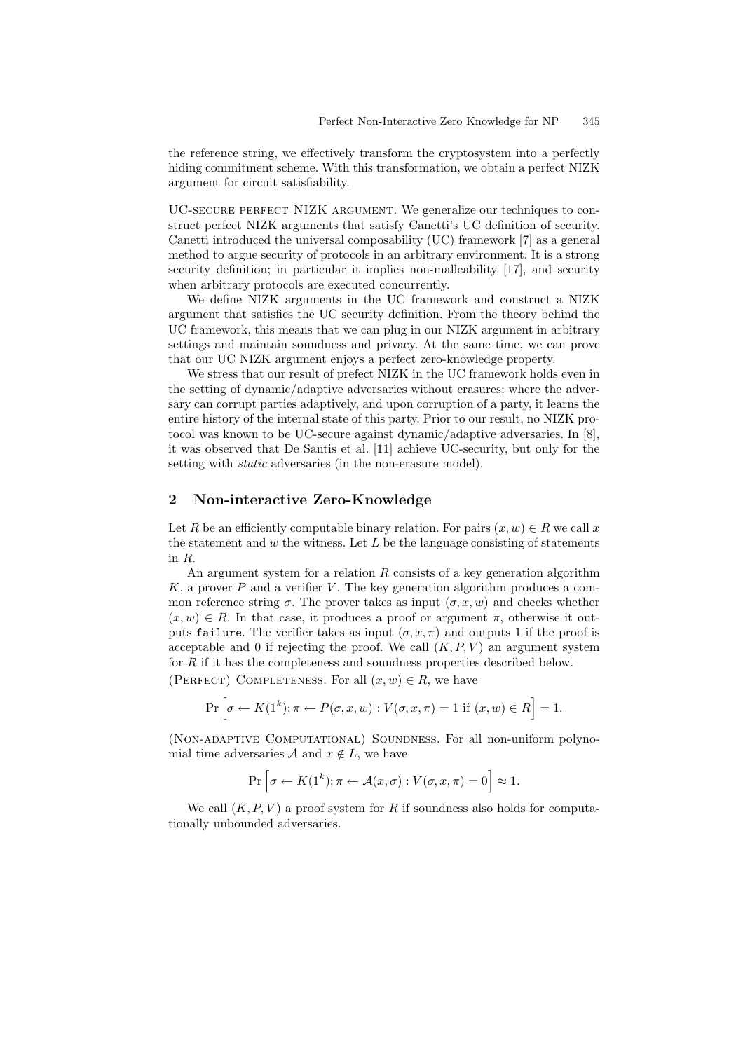the reference string, we effectively transform the cryptosystem into a perfectly hiding commitment scheme. With this transformation, we obtain a perfect NIZK argument for circuit satisfiability.

UC-SECURE PERFECT NIZK ARGUMENT. We generalize our techniques to construct perfect NIZK arguments that satisfy Canetti's UC definition of security. Canetti introduced the universal composability (UC) framework [7] as a general method to argue security of protocols in an arbitrary environment. It is a strong security definition; in particular it implies non-malleability [17], and security when arbitrary protocols are executed concurrently.

We define NIZK arguments in the UC framework and construct a NIZK argument that satisfies the UC security definition. From the theory behind the UC framework, this means that we can plug in our NIZK argument in arbitrary settings and maintain soundness and privacy. At the same time, we can prove that our UC NIZK argument enjoys a perfect zero-knowledge property.

We stress that our result of prefect NIZK in the UC framework holds even in the setting of dynamic/adaptive adversaries without erasures: where the adversary can corrupt parties adaptively, and upon corruption of a party, it learns the entire history of the internal state of this party. Prior to our result, no NIZK protocol was known to be UC-secure against dynamic/adaptive adversaries. In [8], it was observed that De Santis et al. [11] achieve UC-security, but only for the setting with *static* adversaries (in the non-erasure model).

## 2 Non-interactive Zero-Knowledge

Let $R$ be an efficiently computable binary relation. For pairs $(x, w) \in R$ we call $x$ the statement and $w$ the witness. Let $L$ be the language consisting of statements in $R$.

An argument system for a relation $R$ consists of a key generation algorithm $K$, a prover $P$ and a verifier $V$. The key generation algorithm produces a common reference string $\sigma$. The prover takes as input $(\sigma, x, w)$ and checks whether $(x, w) \in R$. In that case, it produces a proof or argument $\pi$, otherwise it outputs `failure`. The verifier takes as input $(\sigma, x, \pi)$ and outputs 1 if the proof is acceptable and 0 if rejecting the proof. We call $(K, P, V)$ an argument system for $R$ if it has the completeness and soundness properties described below.

(PERFECT) COMPLETENESS. For all $(x, w) \in R$, we have

$$\Pr\left[\sigma \leftarrow K(1^k); \pi \leftarrow P(\sigma, x, w) : V(\sigma, x, \pi) = 1 \text{ if } (x, w) \in R\right] = 1.$$

(NON-ADAPTIVE COMPUTATIONAL) SOUNDNESS. For all non-uniform polynomial time adversaries $\mathcal{A}$ and $x \notin L$, we have

$$\Pr\left[\sigma \leftarrow K(1^k); \pi \leftarrow \mathcal{A}(x, \sigma) : V(\sigma, x, \pi) = 0\right] \approx 1.$$

We call $(K, P, V)$ a proof system for $R$ if soundness also holds for computationally unbounded adversaries.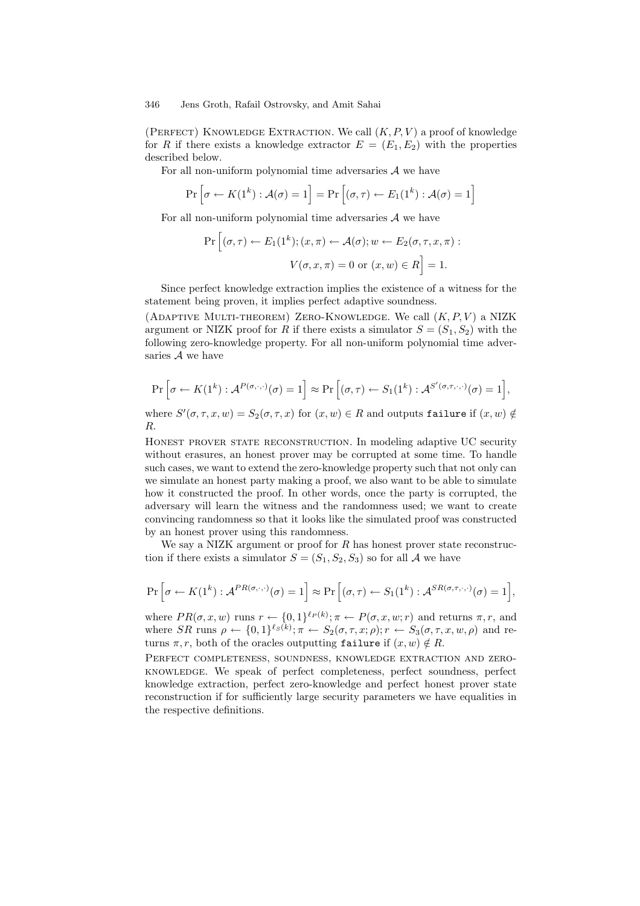(Perfect) Knowledge Extraction. We call $(K, P, V)$ a proof of knowledge for $R$ if there exists a knowledge extractor $E = (E_1, E_2)$ with the properties described below.

For all non-uniform polynomial time adversaries $\mathcal{A}$ we have

$$\Pr\left[\sigma \leftarrow K(1^k) : \mathcal{A}(\sigma) = 1\right] = \Pr\left[(\sigma, \tau) \leftarrow E_1(1^k) : \mathcal{A}(\sigma) = 1\right]$$

For all non-uniform polynomial time adversaries $\mathcal{A}$ we have

$$\Pr\Big[(\sigma, \tau) \leftarrow E_1(1^k); (x, \pi) \leftarrow \mathcal{A}(\sigma); w \leftarrow E_2(\sigma, \tau, x, \pi) :$$
$$V(\sigma, x, \pi) = 0 \text{ or } (x, w) \in R\Big] = 1.$$

Since perfect knowledge extraction implies the existence of a witness for the statement being proven, it implies perfect adaptive soundness.

(Adaptive Multi-theorem) Zero-Knowledge. We call $(K, P, V)$ a NIZK argument or NIZK proof for $R$ if there exists a simulator $S = (S_1, S_2)$ with the following zero-knowledge property. For all non-uniform polynomial time adversaries $\mathcal{A}$ we have

$$\Pr\left[\sigma \leftarrow K(1^k) : \mathcal{A}^{P(\sigma, \cdot, \cdot)}(\sigma) = 1\right] \approx \Pr\left[(\sigma, \tau) \leftarrow S_1(1^k) : \mathcal{A}^{S'(\sigma, \tau, \cdot, \cdot)}(\sigma) = 1\right],$$

where $S'(\sigma, \tau, x, w) = S_2(\sigma, \tau, x)$ for $(x, w) \in R$ and outputs `failure` if $(x, w) \notin R$.

Honest prover state reconstruction. In modeling adaptive UC security without erasures, an honest prover may be corrupted at some time. To handle such cases, we want to extend the zero-knowledge property such that not only can we simulate an honest party making a proof, we also want to be able to simulate how it constructed the proof. In other words, once the party is corrupted, the adversary will learn the witness and the randomness used; we want to create convincing randomness so that it looks like the simulated proof was constructed by an honest prover using this randomness.

We say a NIZK argument or proof for $R$ has honest prover state reconstruction if there exists a simulator $S = (S_1, S_2, S_3)$ so for all $\mathcal{A}$ we have

$$\Pr\left[\sigma \leftarrow K(1^k) : \mathcal{A}^{PR(\sigma, \cdot, \cdot)}(\sigma) = 1\right] \approx \Pr\left[(\sigma, \tau) \leftarrow S_1(1^k) : \mathcal{A}^{SR(\sigma, \tau, \cdot, \cdot)}(\sigma) = 1\right],$$

where $PR(\sigma, x, w)$ runs $r \leftarrow \{0,1\}^{\ell_P(k)}; \pi \leftarrow P(\sigma, x, w; r)$ and returns $\pi, r$, and where $SR$ runs $\rho \leftarrow \{0,1\}^{\ell_S(k)}; \pi \leftarrow S_2(\sigma, \tau, x; \rho); r \leftarrow S_3(\sigma, \tau, x, w, \rho)$ and returns $\pi, r$, both of the oracles outputting `failure` if $(x, w) \notin R$.

Perfect completeness, soundness, knowledge extraction and zero-knowledge. We speak of perfect completeness, perfect soundness, perfect knowledge extraction, perfect zero-knowledge and perfect honest prover state reconstruction if for sufficiently large security parameters we have equalities in the respective definitions.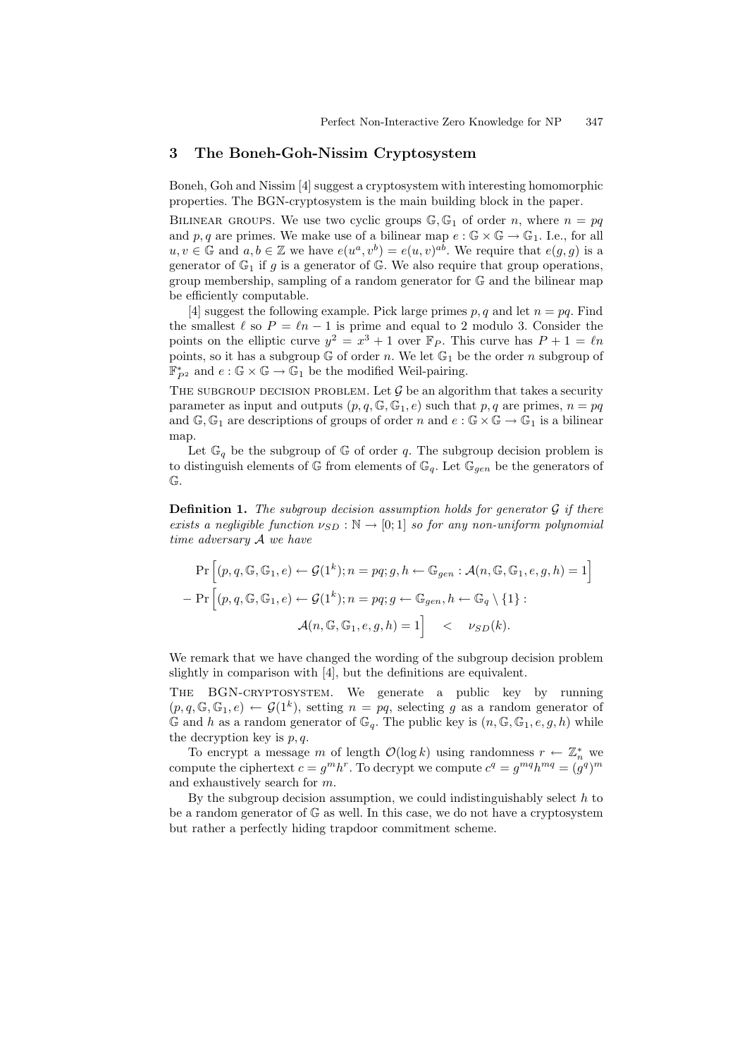## 3 The Boneh-Goh-Nissim Cryptosystem

Boneh, Goh and Nissim [4] suggest a cryptosystem with interesting homomorphic properties. The BGN-cryptosystem is the main building block in the paper.

Bilinear groups. We use two cyclic groups $\mathbb{G}, \mathbb{G}_1$ of order $n$, where $n = pq$ and $p, q$ are primes. We make use of a bilinear map $e : \mathbb{G} \times \mathbb{G} \rightarrow \mathbb{G}_1$. I.e., for all $u, v \in \mathbb{G}$ and $a, b \in \mathbb{Z}$ we have $e(u^a, v^b) = e(u, v)^{ab}$. We require that $e(g, g)$ is a generator of $\mathbb{G}_1$ if $g$ is a generator of $\mathbb{G}$. We also require that group operations, group membership, sampling of a random generator for $\mathbb{G}$ and the bilinear map be efficiently computable.

[4] suggest the following example. Pick large primes $p, q$ and let $n = pq$. Find the smallest $\ell$ so $P = \ell n - 1$ is prime and equal to 2 modulo 3. Consider the points on the elliptic curve $y^2 = x^3 + 1$ over $\mathbb{F}_P$. This curve has $P + 1 = \ell n$ points, so it has a subgroup $\mathbb{G}$ of order $n$. We let $\mathbb{G}_1$ be the order $n$ subgroup of $\mathbb{F}_{P^2}^*$ and $e : \mathbb{G} \times \mathbb{G} \rightarrow \mathbb{G}_1$ be the modified Weil-pairing.

The subgroup decision problem. Let $\mathcal{G}$ be an algorithm that takes a security parameter as input and outputs $(p, q, \mathbb{G}, \mathbb{G}_1, e)$ such that $p, q$ are primes, $n = pq$ and $\mathbb{G}, \mathbb{G}_1$ are descriptions of groups of order $n$ and $e : \mathbb{G} \times \mathbb{G} \rightarrow \mathbb{G}_1$ is a bilinear map.

Let $\mathbb{G}_q$ be the subgroup of $\mathbb{G}$ of order $q$. The subgroup decision problem is to distinguish elements of $\mathbb{G}$ from elements of $\mathbb{G}_q$. Let $\mathbb{G}_{gen}$ be the generators of $\mathbb{G}$.

**Definition 1.** *The subgroup decision assumption holds for generator $\mathcal{G}$ if there exists a negligible function $\nu_{SD} : \mathbb{N} \rightarrow [0;1]$ so for any non-uniform polynomial time adversary $\mathcal{A}$ we have*

$$
\begin{aligned}
&\Pr\Big[(p, q, \mathbb{G}, \mathbb{G}_1, e) \leftarrow \mathcal{G}(1^k); n = pq; g, h \leftarrow \mathbb{G}_{gen} : \mathcal{A}(n, \mathbb{G}, \mathbb{G}_1, e, g, h) = 1\Big] \\
&- \Pr\Big[(p, q, \mathbb{G}, \mathbb{G}_1, e) \leftarrow \mathcal{G}(1^k); n = pq; g \leftarrow \mathbb{G}_{gen}, h \leftarrow \mathbb{G}_q \setminus \{1\} : \\
&\qquad \mathcal{A}(n, \mathbb{G}, \mathbb{G}_1, e, g, h) = 1\Big] \quad < \quad \nu_{SD}(k).
\end{aligned}
$$

We remark that we have changed the wording of the subgroup decision problem slightly in comparison with [4], but the definitions are equivalent.

The BGN-cryptosystem. We generate a public key by running $(p, q, \mathbb{G}, \mathbb{G}_1, e) \leftarrow \mathcal{G}(1^k)$, setting $n = pq$, selecting $g$ as a random generator of $\mathbb{G}$ and $h$ as a random generator of $\mathbb{G}_q$. The public key is $(n, \mathbb{G}, \mathbb{G}_1, e, g, h)$ while the decryption key is $p, q$.

To encrypt a message $m$ of length $\mathcal{O}(\log k)$ using randomness $r \leftarrow \mathbb{Z}_n^*$ we compute the ciphertext $c = g^m h^r$. To decrypt we compute $c^q = g^{mq} h^{mq} = (g^q)^m$ and exhaustively search for $m$.

By the subgroup decision assumption, we could indistinguishably select $h$ to be a random generator of $\mathbb{G}$ as well. In this case, we do not have a cryptosystem but rather a perfectly hiding trapdoor commitment scheme.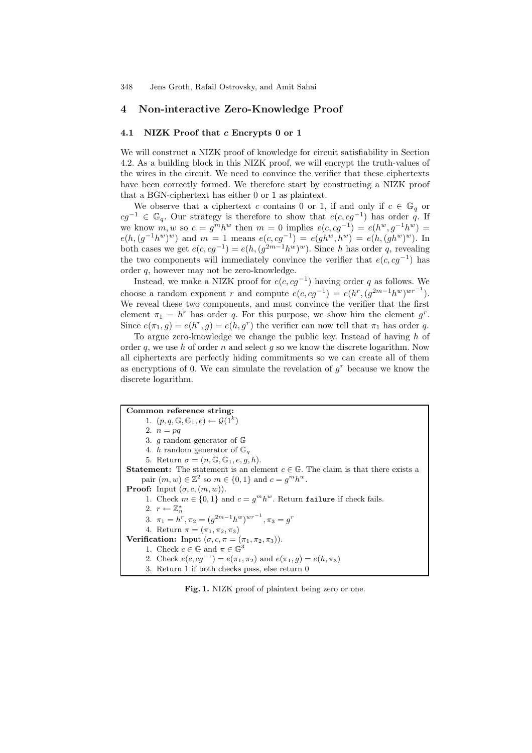## 4 Non-interactive Zero-Knowledge Proof

### 4.1 NIZK Proof that $c$ Encrypts 0 or 1

We will construct a NIZK proof of knowledge for circuit satisfiability in Section 4.2. As a building block in this NIZK proof, we will encrypt the truth-values of the wires in the circuit. We need to convince the verifier that these ciphertexts have been correctly formed. We therefore start by constructing a NIZK proof that a BGN-ciphertext has either 0 or 1 as plaintext.

We observe that a ciphertext $c$ contains 0 or 1, if and only if $c \in \mathbb{G}_q$ or $cg^{-1} \in \mathbb{G}_q$. Our strategy is therefore to show that $e(c, cg^{-1})$ has order $q$. If we know $m, w$ so $c = g^m h^w$ then $m = 0$ implies $e(c, cg^{-1}) = e(h^w, g^{-1}h^w) = e(h, (g^{-1}h^w)^w)$ and $m = 1$ means $e(c, cg^{-1}) = e(gh^w, h^w) = e(h, (gh^w)^w)$. In both cases we get $e(c, cg^{-1}) = e(h, (g^{2m-1}h^w)^w)$. Since $h$ has order $q$, revealing the two components will immediately convince the verifier that $e(c, cg^{-1})$ has order $q$, however may not be zero-knowledge.

Instead, we make a NIZK proof for $e(c, cg^{-1})$ having order $q$ as follows. We choose a random exponent $r$ and compute $e(c, cg^{-1}) = e(h^r, (g^{2m-1}h^w)^{wr^{-1}})$. We reveal these two components, and must convince the verifier that the first element $\pi_1 = h^r$ has order $q$. For this purpose, we show him the element $g^r$. Since $e(\pi_1, g) = e(h^r, g) = e(h, g^r)$ the verifier can now tell that $\pi_1$ has order $q$.

To argue zero-knowledge we change the public key. Instead of having $h$ of order $q$, we use $h$ of order $n$ and select $g$ so we know the discrete logarithm. Now all ciphertexts are perfectly hiding commitments so we can create all of them as encryptions of 0. We can simulate the revelation of $g^r$ because we know the discrete logarithm.

**Common reference string:**
1. $(p, q, \mathbb{G}, \mathbb{G}_1, e) \leftarrow \mathcal{G}(1^k)$
2. $n = pq$
3. $g$ random generator of $\mathbb{G}$
4. $h$ random generator of $\mathbb{G}_q$
5. Return $\sigma = (n, \mathbb{G}, \mathbb{G}_1, e, g, h)$.

**Statement:** The statement is an element $c \in \mathbb{G}$. The claim is that there exists a pair $(m, w) \in \mathbb{Z}^2$ so $m \in \{0, 1\}$ and $c = g^m h^w$.

**Proof:** Input $(\sigma, c, (m, w))$.
1. Check $m \in \{0, 1\}$ and $c = g^m h^w$. Return failure if check fails.
2. $r \leftarrow \mathbb{Z}_n^*$
3. $\pi_1 = h^r, \pi_2 = (g^{2m-1}h^w)^{wr^{-1}}, \pi_3 = g^r$
4. Return $\pi = (\pi_1, \pi_2, \pi_3)$

**Verification:** Input $(\sigma, c, \pi = (\pi_1, \pi_2, \pi_3))$.
1. Check $c \in \mathbb{G}$ and $\pi \in \mathbb{G}^3$
2. Check $e(c, cg^{-1}) = e(\pi_1, \pi_2)$ and $e(\pi_1, g) = e(h, \pi_3)$
3. Return 1 if both checks pass, else return 0

**Fig. 1.** NIZK proof of plaintext being zero or one.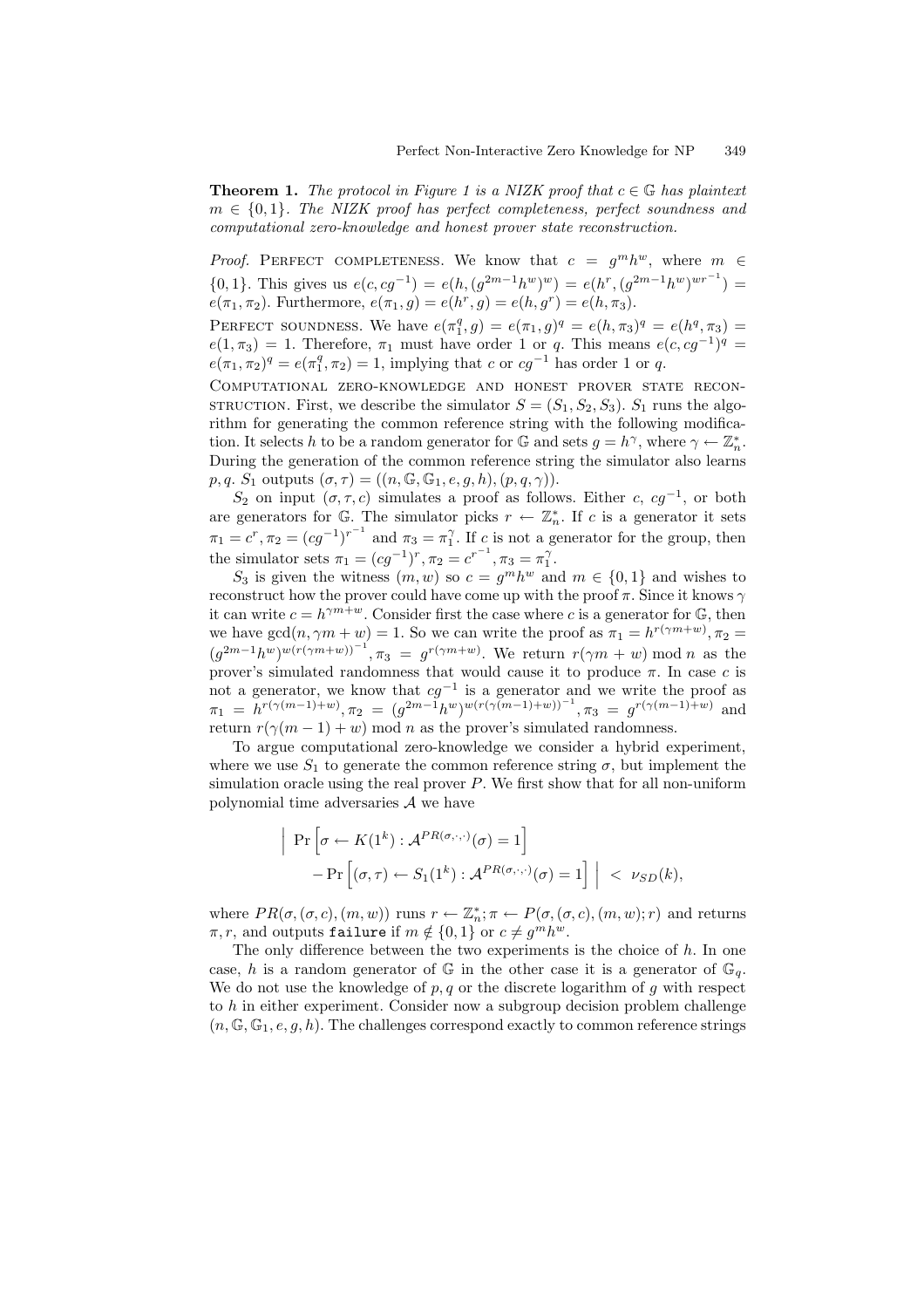**Theorem 1.** *The protocol in Figure 1 is a NIZK proof that $c \in \mathbb{G}$ has plaintext $m \in \{0,1\}$. The NIZK proof has perfect completeness, perfect soundness and computational zero-knowledge and honest prover state reconstruction.*

*Proof.* Perfect completeness. We know that $c = g^m h^w$, where $m \in \{0,1\}$. This gives us $e(c, cg^{-1}) = e(h, (g^{2m-1}h^w)^w) = e(h^r, (g^{2m-1}h^w)^{wr^{-1}}) = e(\pi_1, \pi_2)$. Furthermore, $e(\pi_1, g) = e(h^r, g) = e(h, g^r) = e(h, \pi_3)$.

Perfect soundness. We have $e(\pi_1^q, g) = e(\pi_1, g)^q = e(h, \pi_3)^q = e(h^q, \pi_3) = e(1, \pi_3) = 1$. Therefore, $\pi_1$ must have order 1 or $q$. This means $e(c, cg^{-1})^q = e(\pi_1, \pi_2)^q = e(\pi_1^q, \pi_2) = 1$, implying that $c$ or $cg^{-1}$ has order 1 or $q$.

Computational zero-knowledge and honest prover state reconstruction. First, we describe the simulator $S = (S_1, S_2, S_3)$. $S_1$ runs the algorithm for generating the common reference string with the following modification. It selects $h$ to be a random generator for $\mathbb{G}$ and sets $g = h^\gamma$, where $\gamma \leftarrow \mathbb{Z}_n^*$. During the generation of the common reference string the simulator also learns $p, q$. $S_1$ outputs $(\sigma, \tau) = ((n, \mathbb{G}, \mathbb{G}_1, e, g, h), (p, q, \gamma))$.

$S_2$ on input $(\sigma, \tau, c)$ simulates a proof as follows. Either $c$, $cg^{-1}$, or both are generators for $\mathbb{G}$. The simulator picks $r \leftarrow \mathbb{Z}_n^*$. If $c$ is a generator it sets $\pi_1 = c^r, \pi_2 = (cg^{-1})^{r^{-1}}$ and $\pi_3 = \pi_1^\gamma$. If $c$ is not a generator for the group, then the simulator sets $\pi_1 = (cg^{-1})^r, \pi_2 = c^{r^{-1}}, \pi_3 = \pi_1^\gamma$.

$S_3$ is given the witness $(m, w)$ so $c = g^m h^w$ and $m \in \{0,1\}$ and wishes to reconstruct how the prover could have come up with the proof $\pi$. Since it knows $\gamma$ it can write $c = h^{\gamma m + w}$. Consider first the case where $c$ is a generator for $\mathbb{G}$, then we have $\gcd(n, \gamma m + w) = 1$. So we can write the proof as $\pi_1 = h^{r(\gamma m + w)}, \pi_2 = (g^{2m-1}h^w)^{w(r(\gamma m + w))^{-1}}, \pi_3 = g^{r(\gamma m + w)}$. We return $r(\gamma m + w) \bmod n$ as the prover's simulated randomness that would cause it to produce $\pi$. In case $c$ is not a generator, we know that $cg^{-1}$ is a generator and we write the proof as $\pi_1 = h^{r(\gamma(m-1)+w)}, \pi_2 = (g^{2m-1}h^w)^{w(r(\gamma(m-1)+w))^{-1}}, \pi_3 = g^{r(\gamma(m-1)+w)}$ and return $r(\gamma(m-1) + w) \bmod n$ as the prover's simulated randomness.

To argue computational zero-knowledge we consider a hybrid experiment, where we use $S_1$ to generate the common reference string $\sigma$, but implement the simulation oracle using the real prover $P$. We first show that for all non-uniform polynomial time adversaries $\mathcal{A}$ we have

$$\Big| \Pr\Big[\sigma \leftarrow K(1^k) : \mathcal{A}^{PR(\sigma,\cdot,\cdot)}(\sigma) = 1\Big] - \Pr\Big[(\sigma, \tau) \leftarrow S_1(1^k) : \mathcal{A}^{PR(\sigma,\cdot,\cdot)}(\sigma) = 1\Big] \Big| < \nu_{SD}(k),$$

where $PR(\sigma, (\sigma, c), (m, w))$ runs $r \leftarrow \mathbb{Z}_n^*; \pi \leftarrow P(\sigma, (\sigma, c), (m, w); r)$ and returns $\pi, r$, and outputs failure if $m \notin \{0,1\}$ or $c \neq g^m h^w$.

The only difference between the two experiments is the choice of $h$. In one case, $h$ is a random generator of $\mathbb{G}$ in the other case it is a generator of $\mathbb{G}_q$. We do not use the knowledge of $p, q$ or the discrete logarithm of $g$ with respect to $h$ in either experiment. Consider now a subgroup decision problem challenge $(n, \mathbb{G}, \mathbb{G}_1, e, g, h)$. The challenges correspond exactly to common reference strings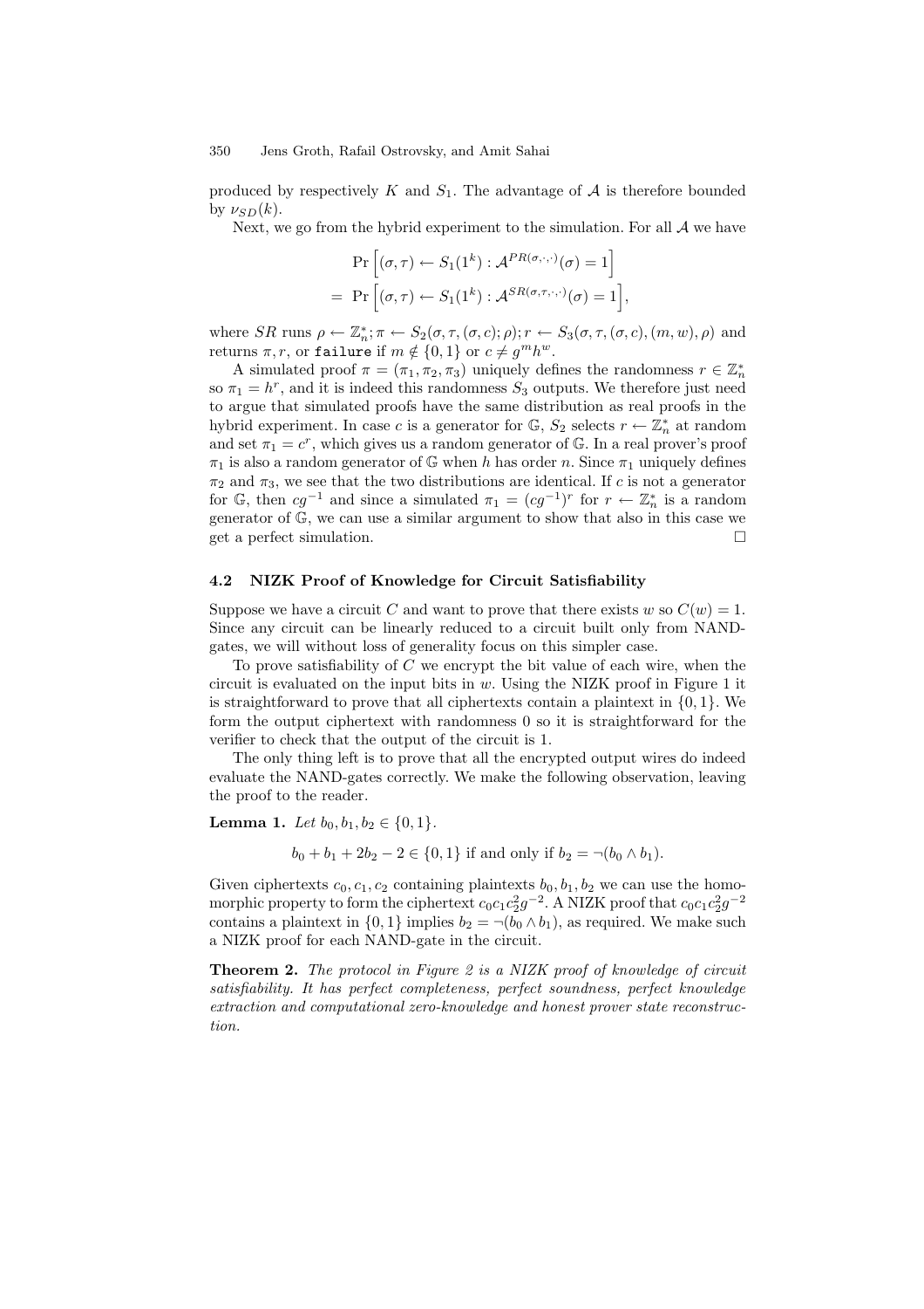produced by respectively $K$ and $S_1$. The advantage of $\mathcal{A}$ is therefore bounded by $\nu_{SD}(k)$.

Next, we go from the hybrid experiment to the simulation. For all $\mathcal{A}$ we have

$$\begin{aligned}
&\Pr\Big[(\sigma,\tau) \leftarrow S_1(1^k) : \mathcal{A}^{PR(\sigma,\cdot,\cdot)}(\sigma) = 1\Big] \\
=\ &\Pr\Big[(\sigma,\tau) \leftarrow S_1(1^k) : \mathcal{A}^{SR(\sigma,\tau,\cdot,\cdot)}(\sigma) = 1\Big],
\end{aligned}$$

where $SR$ runs $\rho \leftarrow \mathbb{Z}_n^*; \pi \leftarrow S_2(\sigma,\tau,(\sigma,c);\rho); r \leftarrow S_3(\sigma,\tau,(\sigma,c),(m,w),\rho)$ and returns $\pi, r$, or `failure` if $m \notin \{0,1\}$ or $c \neq g^m h^w$.

A simulated proof $\pi = (\pi_1, \pi_2, \pi_3)$ uniquely defines the randomness $r \in \mathbb{Z}_n^*$ so $\pi_1 = h^r$, and it is indeed this randomness $S_3$ outputs. We therefore just need to argue that simulated proofs have the same distribution as real proofs in the hybrid experiment. In case $c$ is a generator for $\mathbb{G}$, $S_2$ selects $r \leftarrow \mathbb{Z}_n^*$ at random and set $\pi_1 = c^r$, which gives us a random generator of $\mathbb{G}$. In a real prover's proof $\pi_1$ is also a random generator of $\mathbb{G}$ when $h$ has order $n$. Since $\pi_1$ uniquely defines $\pi_2$ and $\pi_3$, we see that the two distributions are identical. If $c$ is not a generator for $\mathbb{G}$, then $cg^{-1}$ and since a simulated $\pi_1 = (cg^{-1})^r$ for $r \leftarrow \mathbb{Z}_n^*$ is a random generator of $\mathbb{G}$, we can use a similar argument to show that also in this case we get a perfect simulation. □

### 4.2 NIZK Proof of Knowledge for Circuit Satisfiability

Suppose we have a circuit $C$ and want to prove that there exists $w$ so $C(w) = 1$. Since any circuit can be linearly reduced to a circuit built only from NAND-gates, we will without loss of generality focus on this simpler case.

To prove satisfiability of $C$ we encrypt the bit value of each wire, when the circuit is evaluated on the input bits in $w$. Using the NIZK proof in Figure 1 it is straightforward to prove that all ciphertexts contain a plaintext in $\{0,1\}$. We form the output ciphertext with randomness 0 so it is straightforward for the verifier to check that the output of the circuit is 1.

The only thing left is to prove that all the encrypted output wires do indeed evaluate the NAND-gates correctly. We make the following observation, leaving the proof to the reader.

**Lemma 1.** *Let $b_0, b_1, b_2 \in \{0,1\}$.*

$$b_0 + b_1 + 2b_2 - 2 \in \{0,1\} \text{ if and only if } b_2 = \neg(b_0 \wedge b_1).$$

Given ciphertexts $c_0, c_1, c_2$ containing plaintexts $b_0, b_1, b_2$ we can use the homomorphic property to form the ciphertext $c_0 c_1 c_2^2 g^{-2}$. A NIZK proof that $c_0 c_1 c_2^2 g^{-2}$ contains a plaintext in $\{0,1\}$ implies $b_2 = \neg(b_0 \wedge b_1)$, as required. We make such a NIZK proof for each NAND-gate in the circuit.

**Theorem 2.** *The protocol in Figure 2 is a NIZK proof of knowledge of circuit satisfiability. It has perfect completeness, perfect soundness, perfect knowledge extraction and computational zero-knowledge and honest prover state reconstruction.*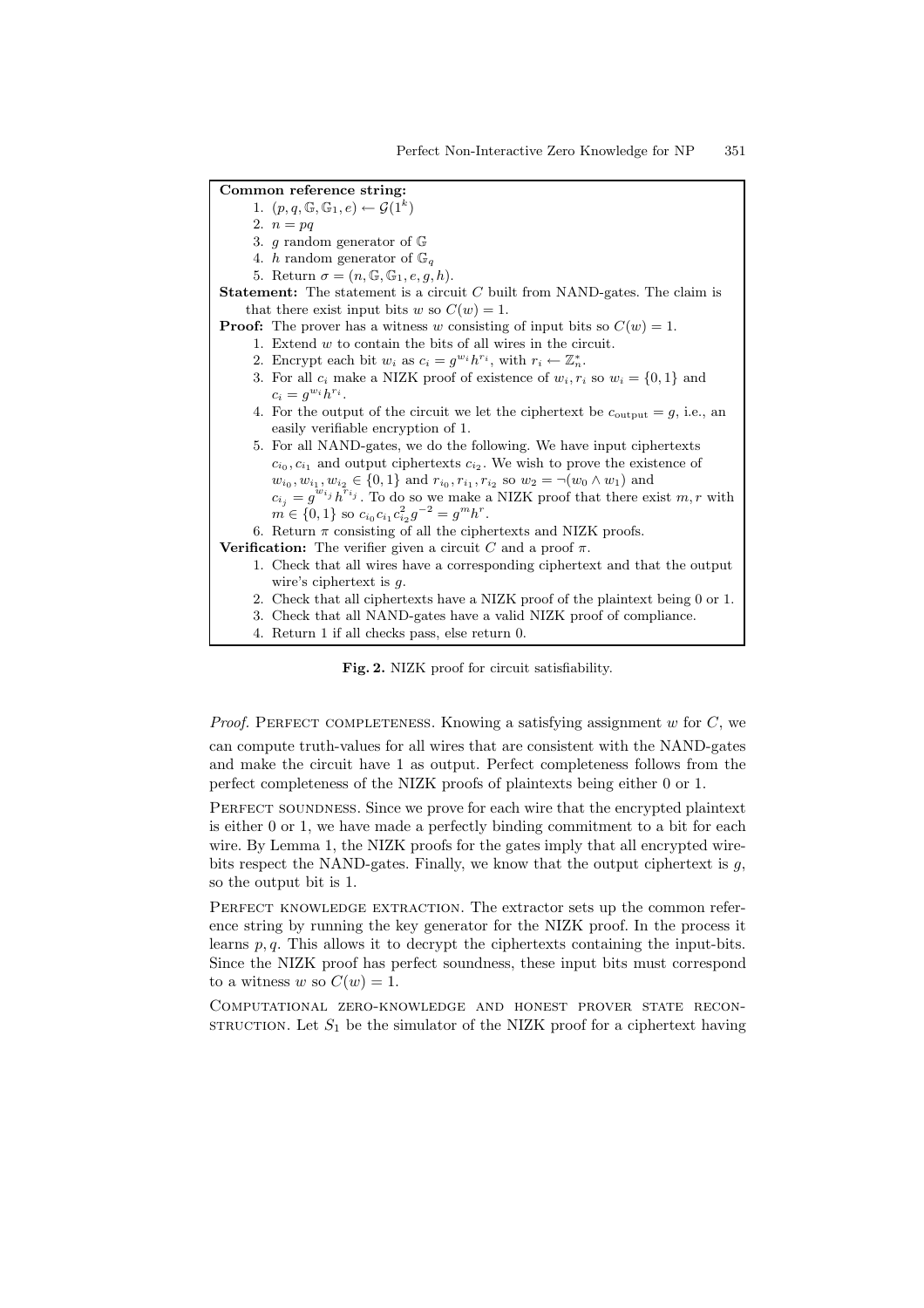**Common reference string:**

1. $(p, q, \mathbb{G}, \mathbb{G}_1, e) \leftarrow \mathcal{G}(1^k)$
2. $n = pq$
3. $g$ random generator of $\mathbb{G}$
4. $h$ random generator of $\mathbb{G}_q$
5. Return $\sigma = (n, \mathbb{G}, \mathbb{G}_1, e, g, h)$.

**Statement:** The statement is a circuit $C$ built from NAND-gates. The claim is that there exist input bits $w$ so $C(w) = 1$.

**Proof:** The prover has a witness $w$ consisting of input bits so $C(w) = 1$.

1. Extend $w$ to contain the bits of all wires in the circuit.
2. Encrypt each bit $w_i$ as $c_i = g^{w_i} h^{r_i}$, with $r_i \leftarrow \mathbb{Z}_n^*$.
3. For all $c_i$ make a NIZK proof of existence of $w_i, r_i$ so $w_i = \{0, 1\}$ and $c_i = g^{w_i} h^{r_i}$.
4. For the output of the circuit we let the ciphertext be $c_{\text{output}} = g$, i.e., an easily verifiable encryption of 1.
5. For all NAND-gates, we do the following. We have input ciphertexts $c_{i_0}, c_{i_1}$ and output ciphertexts $c_{i_2}$. We wish to prove the existence of $w_{i_0}, w_{i_1}, w_{i_2} \in \{0, 1\}$ and $r_{i_0}, r_{i_1}, r_{i_2}$ so $w_2 = \neg(w_0 \wedge w_1)$ and $c_{i_j} = g^{w_{i_j}} h^{r_{i_j}}$. To do so we make a NIZK proof that there exist $m, r$ with $m \in \{0, 1\}$ so $c_{i_0} c_{i_1} c_{i_2}^2 g^{-2} = g^m h^r$.
6. Return $\pi$ consisting of all the ciphertexts and NIZK proofs.

**Verification:** The verifier given a circuit $C$ and a proof $\pi$.

1. Check that all wires have a corresponding ciphertext and that the output wire's ciphertext is $g$.
2. Check that all ciphertexts have a NIZK proof of the plaintext being 0 or 1.
3. Check that all NAND-gates have a valid NIZK proof of compliance.
4. Return 1 if all checks pass, else return 0.

**Fig. 2.** NIZK proof for circuit satisfiability.

*Proof.* Perfect completeness. Knowing a satisfying assignment $w$ for $C$, we can compute truth-values for all wires that are consistent with the NAND-gates and make the circuit have 1 as output. Perfect completeness follows from the perfect completeness of the NIZK proofs of plaintexts being either 0 or 1.

Perfect soundness. Since we prove for each wire that the encrypted plaintext is either 0 or 1, we have made a perfectly binding commitment to a bit for each wire. By Lemma 1, the NIZK proofs for the gates imply that all encrypted wire-bits respect the NAND-gates. Finally, we know that the output ciphertext is $g$, so the output bit is 1.

Perfect knowledge extraction. The extractor sets up the common reference string by running the key generator for the NIZK proof. In the process it learns $p, q$. This allows it to decrypt the ciphertexts containing the input-bits. Since the NIZK proof has perfect soundness, these input bits must correspond to a witness $w$ so $C(w) = 1$.

Computational zero-knowledge and honest prover state reconstruction. Let $S_1$ be the simulator of the NIZK proof for a ciphertext having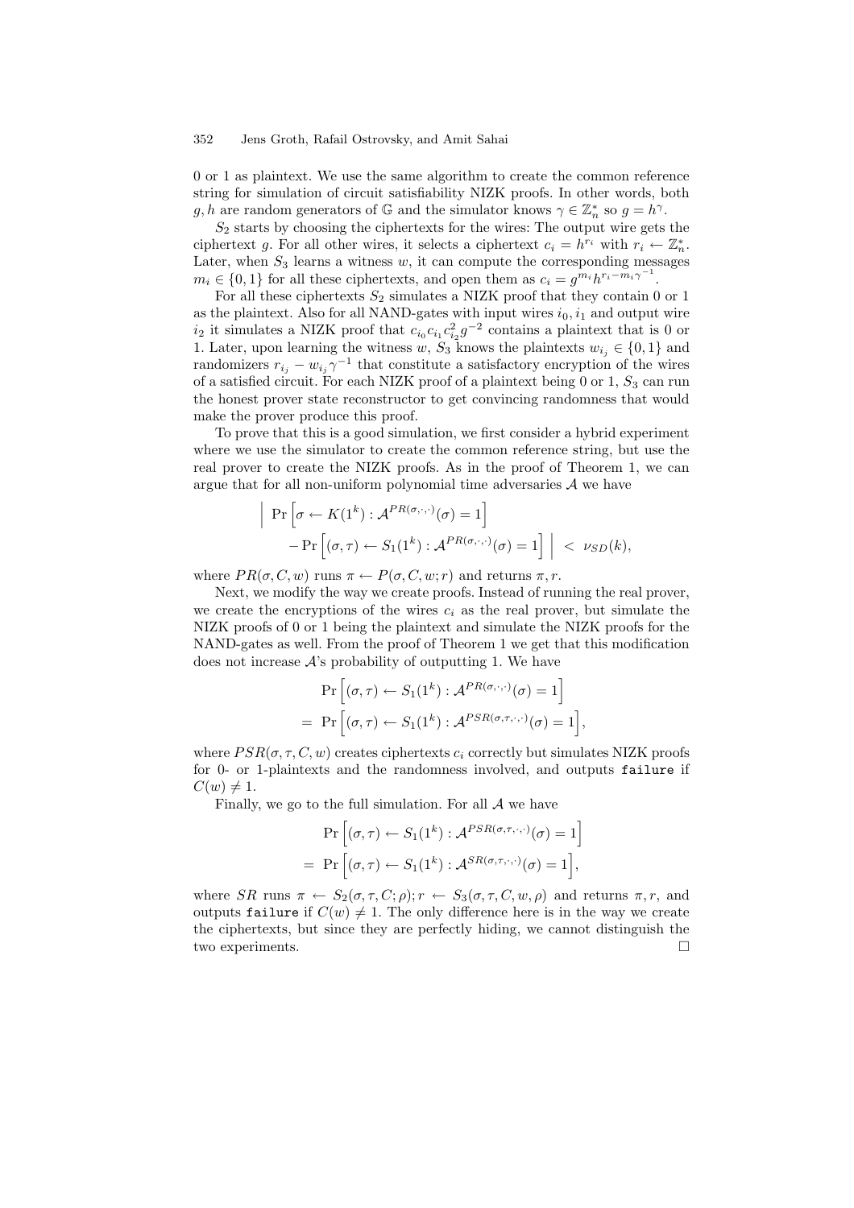0 or 1 as plaintext. We use the same algorithm to create the common reference string for simulation of circuit satisfiability NIZK proofs. In other words, both $g, h$ are random generators of $\mathbb{G}$ and the simulator knows $\gamma \in \mathbb{Z}_n^*$ so $g = h^\gamma$.

$S_2$ starts by choosing the ciphertexts for the wires: The output wire gets the ciphertext $g$. For all other wires, it selects a ciphertext $c_i = h^{r_i}$ with $r_i \leftarrow \mathbb{Z}_n^*$. Later, when $S_3$ learns a witness $w$, it can compute the corresponding messages $m_i \in \{0,1\}$ for all these ciphertexts, and open them as $c_i = g^{m_i} h^{r_i - m_i \gamma^{-1}}$.

For all these ciphertexts $S_2$ simulates a NIZK proof that they contain 0 or 1 as the plaintext. Also for all NAND-gates with input wires $i_0, i_1$ and output wire $i_2$ it simulates a NIZK proof that $c_{i_0} c_{i_1} c_{i_2}^2 g^{-2}$ contains a plaintext that is 0 or 1. Later, upon learning the witness $w$, $S_3$ knows the plaintexts $w_{i_j} \in \{0,1\}$ and randomizers $r_{i_j} - w_{i_j}\gamma^{-1}$ that constitute a satisfactory encryption of the wires of a satisfied circuit. For each NIZK proof of a plaintext being 0 or 1, $S_3$ can run the honest prover state reconstructor to get convincing randomness that would make the prover produce this proof.

To prove that this is a good simulation, we first consider a hybrid experiment where we use the simulator to create the common reference string, but use the real prover to create the NIZK proofs. As in the proof of Theorem 1, we can argue that for all non-uniform polynomial time adversaries $\mathcal{A}$ we have

$$\Big| \Pr\Big[\sigma \leftarrow K(1^k) : \mathcal{A}^{PR(\sigma,\cdot,\cdot)}(\sigma) = 1\Big] - \Pr\Big[(\sigma,\tau) \leftarrow S_1(1^k) : \mathcal{A}^{PR(\sigma,\cdot,\cdot)}(\sigma) = 1\Big] \Big| < \nu_{SD}(k),$$

where $PR(\sigma, C, w)$ runs $\pi \leftarrow P(\sigma, C, w; r)$ and returns $\pi, r$.

Next, we modify the way we create proofs. Instead of running the real prover, we create the encryptions of the wires $c_i$ as the real prover, but simulate the NIZK proofs of 0 or 1 being the plaintext and simulate the NIZK proofs for the NAND-gates as well. From the proof of Theorem 1 we get that this modification does not increase $\mathcal{A}$'s probability of outputting 1. We have

$$\Pr\Big[(\sigma,\tau) \leftarrow S_1(1^k) : \mathcal{A}^{PR(\sigma,\cdot,\cdot)}(\sigma) = 1\Big] = \Pr\Big[(\sigma,\tau) \leftarrow S_1(1^k) : \mathcal{A}^{PSR(\sigma,\tau,\cdot,\cdot)}(\sigma) = 1\Big],$$

where $PSR(\sigma, \tau, C, w)$ creates ciphertexts $c_i$ correctly but simulates NIZK proofs for 0- or 1-plaintexts and the randomness involved, and outputs `failure` if $C(w) \neq 1$.

Finally, we go to the full simulation. For all $\mathcal{A}$ we have

$$\Pr\Big[(\sigma,\tau) \leftarrow S_1(1^k) : \mathcal{A}^{PSR(\sigma,\tau,\cdot,\cdot)}(\sigma) = 1\Big] = \Pr\Big[(\sigma,\tau) \leftarrow S_1(1^k) : \mathcal{A}^{SR(\sigma,\tau,\cdot,\cdot)}(\sigma) = 1\Big],$$

where $SR$ runs $\pi \leftarrow S_2(\sigma, \tau, C; \rho); r \leftarrow S_3(\sigma, \tau, C, w, \rho)$ and returns $\pi, r$, and outputs `failure` if $C(w) \neq 1$. The only difference here is in the way we create the ciphertexts, but since they are perfectly hiding, we cannot distinguish the two experiments. □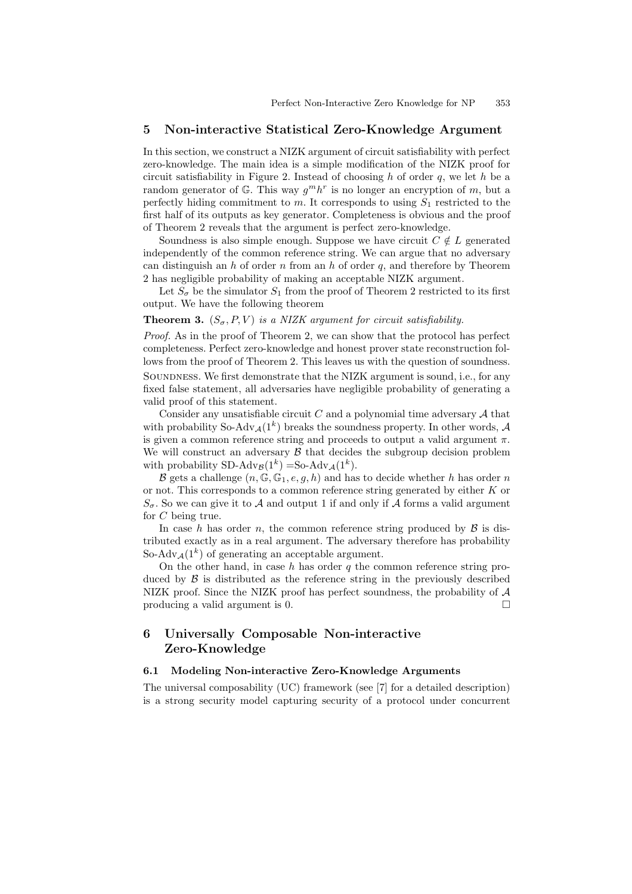## 5 Non-interactive Statistical Zero-Knowledge Argument

In this section, we construct a NIZK argument of circuit satisfiability with perfect zero-knowledge. The main idea is a simple modification of the NIZK proof for circuit satisfiability in Figure 2. Instead of choosing $h$ of order $q$, we let $h$ be a random generator of $\mathbb{G}$. This way $g^m h^r$ is no longer an encryption of $m$, but a perfectly hiding commitment to $m$. It corresponds to using $S_1$ restricted to the first half of its outputs as key generator. Completeness is obvious and the proof of Theorem 2 reveals that the argument is perfect zero-knowledge.

Soundness is also simple enough. Suppose we have circuit $C \notin L$ generated independently of the common reference string. We can argue that no adversary can distinguish an $h$ of order $n$ from an $h$ of order $q$, and therefore by Theorem 2 has negligible probability of making an acceptable NIZK argument.

Let $S_\sigma$ be the simulator $S_1$ from the proof of Theorem 2 restricted to its first output. We have the following theorem

**Theorem 3.** *$(S_\sigma, P, V)$ is a NIZK argument for circuit satisfiability.*

*Proof.* As in the proof of Theorem 2, we can show that the protocol has perfect completeness. Perfect zero-knowledge and honest prover state reconstruction follows from the proof of Theorem 2. This leaves us with the question of soundness.

Soundness. We first demonstrate that the NIZK argument is sound, i.e., for any fixed false statement, all adversaries have negligible probability of generating a valid proof of this statement.

Consider any unsatisfiable circuit $C$ and a polynomial time adversary $\mathcal{A}$ that with probability $\text{So-Adv}_{\mathcal{A}}(1^k)$ breaks the soundness property. In other words, $\mathcal{A}$ is given a common reference string and proceeds to output a valid argument $\pi$. We will construct an adversary $\mathcal{B}$ that decides the subgroup decision problem with probability $\text{SD-Adv}_{\mathcal{B}}(1^k) = \text{So-Adv}_{\mathcal{A}}(1^k)$.

$\mathcal{B}$ gets a challenge $(n, \mathbb{G}, \mathbb{G}_1, e, g, h)$ and has to decide whether $h$ has order $n$ or not. This corresponds to a common reference string generated by either $K$ or $S_\sigma$. So we can give it to $\mathcal{A}$ and output 1 if and only if $\mathcal{A}$ forms a valid argument for $C$ being true.

In case $h$ has order $n$, the common reference string produced by $\mathcal{B}$ is distributed exactly as in a real argument. The adversary therefore has probability $\text{So-Adv}_{\mathcal{A}}(1^k)$ of generating an acceptable argument.

On the other hand, in case $h$ has order $q$ the common reference string produced by $\mathcal{B}$ is distributed as the reference string in the previously described NIZK proof. Since the NIZK proof has perfect soundness, the probability of $\mathcal{A}$ producing a valid argument is 0. □

## 6 Universally Composable Non-interactive Zero-Knowledge

### 6.1 Modeling Non-interactive Zero-Knowledge Arguments

The universal composability (UC) framework (see [7] for a detailed description) is a strong security model capturing security of a protocol under concurrent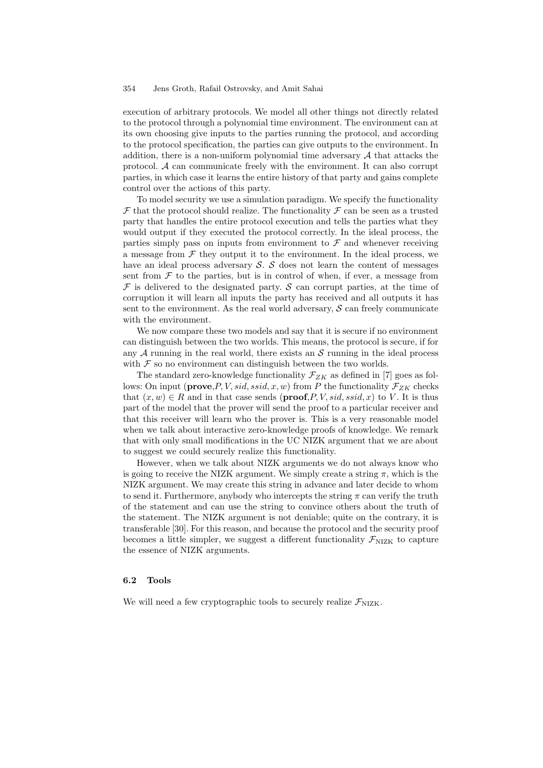execution of arbitrary protocols. We model all other things not directly related to the protocol through a polynomial time environment. The environment can at its own choosing give inputs to the parties running the protocol, and according to the protocol specification, the parties can give outputs to the environment. In addition, there is a non-uniform polynomial time adversary $\mathcal{A}$ that attacks the protocol. $\mathcal{A}$ can communicate freely with the environment. It can also corrupt parties, in which case it learns the entire history of that party and gains complete control over the actions of this party.

To model security we use a simulation paradigm. We specify the functionality $\mathcal{F}$ that the protocol should realize. The functionality $\mathcal{F}$ can be seen as a trusted party that handles the entire protocol execution and tells the parties what they would output if they executed the protocol correctly. In the ideal process, the parties simply pass on inputs from environment to $\mathcal{F}$ and whenever receiving a message from $\mathcal{F}$ they output it to the environment. In the ideal process, we have an ideal process adversary $\mathcal{S}$. $\mathcal{S}$ does not learn the content of messages sent from $\mathcal{F}$ to the parties, but is in control of when, if ever, a message from $\mathcal{F}$ is delivered to the designated party. $\mathcal{S}$ can corrupt parties, at the time of corruption it will learn all inputs the party has received and all outputs it has sent to the environment. As the real world adversary, $\mathcal{S}$ can freely communicate with the environment.

We now compare these two models and say that it is secure if no environment can distinguish between the two worlds. This means, the protocol is secure, if for any $\mathcal{A}$ running in the real world, there exists an $\mathcal{S}$ running in the ideal process with $\mathcal{F}$ so no environment can distinguish between the two worlds.

The standard zero-knowledge functionality $\mathcal{F}_{ZK}$ as defined in [7] goes as follows: On input $(\textbf{prove}, P, V, sid, ssid, x, w)$ from $P$ the functionality $\mathcal{F}_{ZK}$ checks that $(x, w) \in R$ and in that case sends $(\textbf{proof}, P, V, sid, ssid, x)$ to $V$. It is thus part of the model that the prover will send the proof to a particular receiver and that this receiver will learn who the prover is. This is a very reasonable model when we talk about interactive zero-knowledge proofs of knowledge. We remark that with only small modifications in the UC NIZK argument that we are about to suggest we could securely realize this functionality.

However, when we talk about NIZK arguments we do not always know who is going to receive the NIZK argument. We simply create a string $\pi$, which is the NIZK argument. We may create this string in advance and later decide to whom to send it. Furthermore, anybody who intercepts the string $\pi$ can verify the truth of the statement and can use the string to convince others about the truth of the statement. The NIZK argument is not deniable; quite on the contrary, it is transferable [30]. For this reason, and because the protocol and the security proof becomes a little simpler, we suggest a different functionality $\mathcal{F}_{\text{NIZK}}$ to capture the essence of NIZK arguments.

### 6.2 Tools

We will need a few cryptographic tools to securely realize $\mathcal{F}_{\text{NIZK}}$.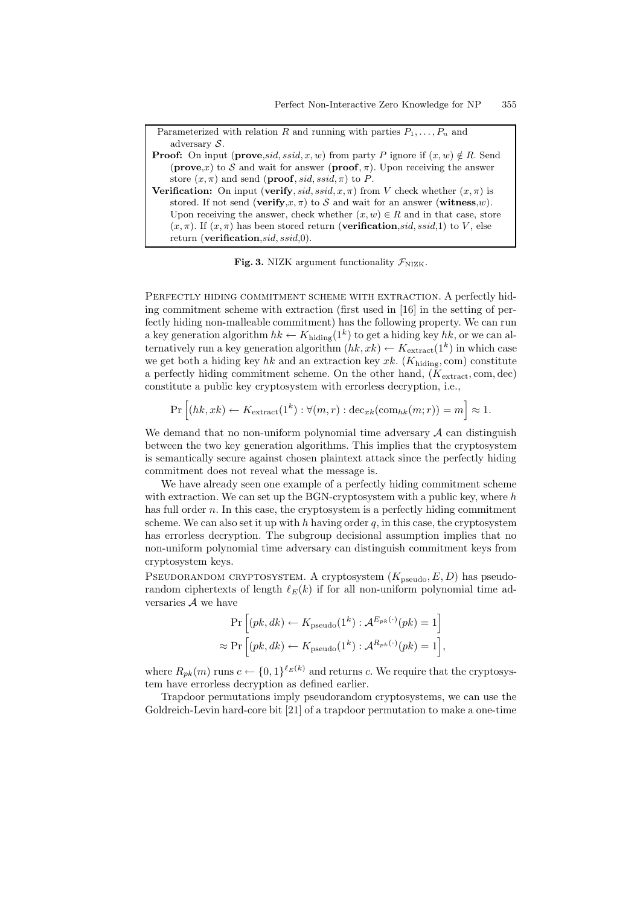Parameterized with relation $R$ and running with parties $P_1, \ldots, P_n$ and adversary $\mathcal{S}$.

**Proof:** On input (**prove**,$sid, ssid, x, w$) from party $P$ ignore if $(x, w) \notin R$. Send (**prove**,$x$) to $\mathcal{S}$ and wait for answer (**proof**, $\pi$). Upon receiving the answer store $(x, \pi)$ and send (**proof**, $sid, ssid, \pi$) to $P$.

**Verification:** On input (**verify**, $sid, ssid, x, \pi$) from $V$ check whether $(x, \pi)$ is stored. If not send (**verify**,$x, \pi$) to $\mathcal{S}$ and wait for an answer (**witness**,$w$). Upon receiving the answer, check whether $(x, w) \in R$ and in that case, store $(x, \pi)$. If $(x, \pi)$ has been stored return (**verification**,$sid, ssid$,1) to $V$, else return (**verification**,$sid, ssid$,0).

**Fig. 3.** NIZK argument functionality $\mathcal{F}_{\text{NIZK}}$.

PERFECTLY HIDING COMMITMENT SCHEME WITH EXTRACTION. A perfectly hiding commitment scheme with extraction (first used in [16] in the setting of perfectly hiding non-malleable commitment) has the following property. We can run a key generation algorithm $hk \leftarrow K_{\text{hiding}}(1^k)$ to get a hiding key $hk$, or we can alternatively run a key generation algorithm $(hk, xk) \leftarrow K_{\text{extract}}(1^k)$ in which case we get both a hiding key $hk$ and an extraction key $xk$. $(K_{\text{hiding}}, \text{com})$ constitute a perfectly hiding commitment scheme. On the other hand, $(K_{\text{extract}}, \text{com}, \text{dec})$ constitute a public key cryptosystem with errorless decryption, i.e.,

$$\Pr\left[(hk, xk) \leftarrow K_{\text{extract}}(1^k) : \forall (m, r) : \text{dec}_{xk}(\text{com}_{hk}(m; r)) = m\right] \approx 1.$$

We demand that no non-uniform polynomial time adversary $\mathcal{A}$ can distinguish between the two key generation algorithms. This implies that the cryptosystem is semantically secure against chosen plaintext attack since the perfectly hiding commitment does not reveal what the message is.

We have already seen one example of a perfectly hiding commitment scheme with extraction. We can set up the BGN-cryptosystem with a public key, where $h$ has full order $n$. In this case, the cryptosystem is a perfectly hiding commitment scheme. We can also set it up with $h$ having order $q$, in this case, the cryptosystem has errorless decryption. The subgroup decisional assumption implies that no non-uniform polynomial time adversary can distinguish commitment keys from cryptosystem keys.

PSEUDORANDOM CRYPTOSYSTEM. A cryptosystem $(K_{\text{pseudo}}, E, D)$ has pseudorandom ciphertexts of length $\ell_E(k)$ if for all non-uniform polynomial time adversaries $\mathcal{A}$ we have

$$\begin{aligned} &\Pr\left[(pk, dk) \leftarrow K_{\text{pseudo}}(1^k) : \mathcal{A}^{E_{pk}(\cdot)}(pk) = 1\right] \\ \approx &\Pr\left[(pk, dk) \leftarrow K_{\text{pseudo}}(1^k) : \mathcal{A}^{R_{pk}(\cdot)}(pk) = 1\right], \end{aligned}$$

where $R_{pk}(m)$ runs $c \leftarrow \{0,1\}^{\ell_E(k)}$ and returns $c$. We require that the cryptosystem have errorless decryption as defined earlier.

Trapdoor permutations imply pseudorandom cryptosystems, we can use the Goldreich-Levin hard-core bit [21] of a trapdoor permutation to make a one-time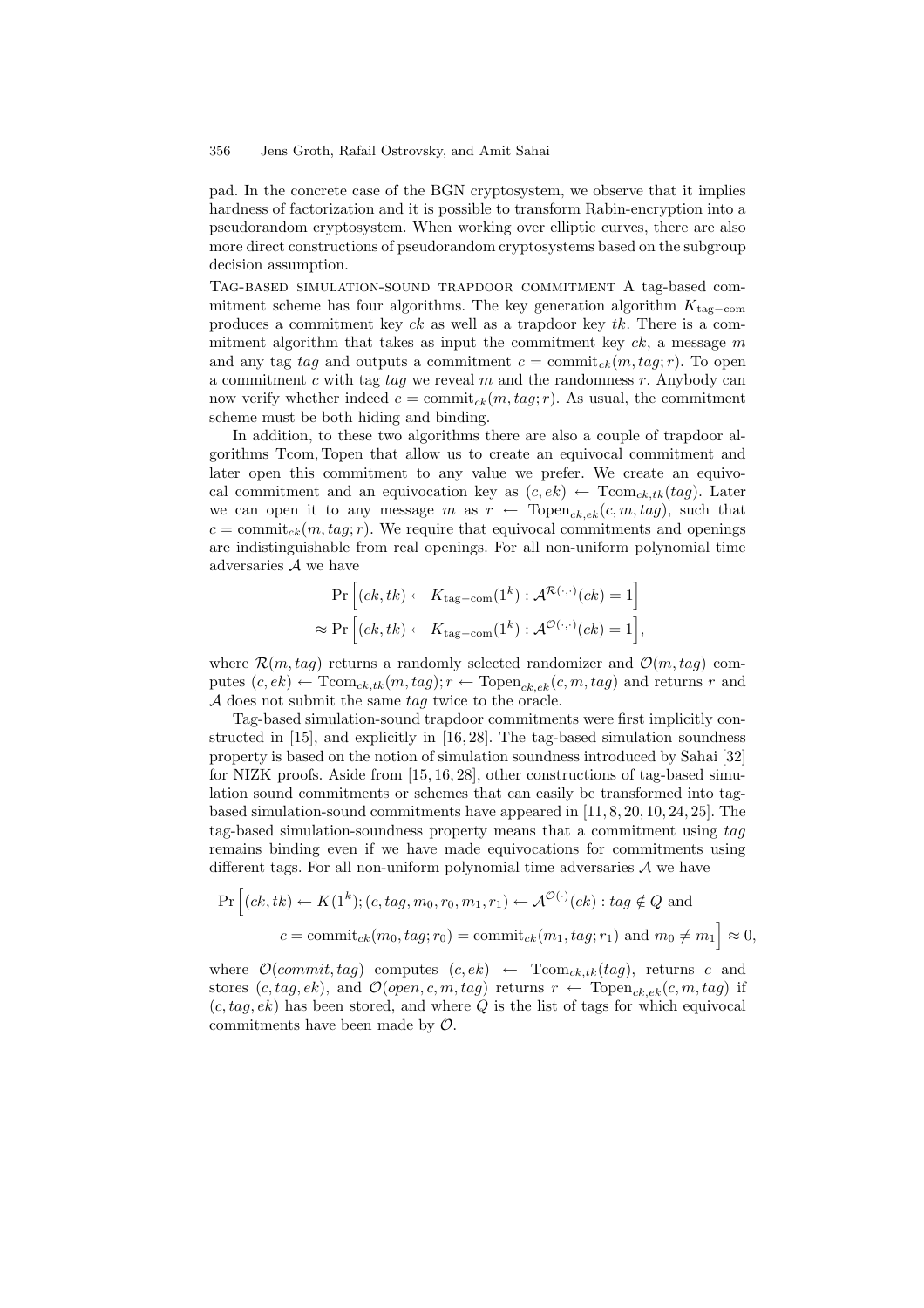pad. In the concrete case of the BGN cryptosystem, we observe that it implies hardness of factorization and it is possible to transform Rabin-encryption into a pseudorandom cryptosystem. When working over elliptic curves, there are also more direct constructions of pseudorandom cryptosystems based on the subgroup decision assumption.

Tag-based simulation-sound trapdoor commitment A tag-based commitment scheme has four algorithms. The key generation algorithm $K_{\text{tag-com}}$ produces a commitment key $ck$ as well as a trapdoor key $tk$. There is a commitment algorithm that takes as input the commitment key $ck$, a message $m$ and any tag $tag$ and outputs a commitment $c = \text{commit}_{ck}(m, tag; r)$. To open a commitment $c$ with tag $tag$ we reveal $m$ and the randomness $r$. Anybody can now verify whether indeed $c = \text{commit}_{ck}(m, tag; r)$. As usual, the commitment scheme must be both hiding and binding.

In addition, to these two algorithms there are also a couple of trapdoor algorithms Tcom, Topen that allow us to create an equivocal commitment and later open this commitment to any value we prefer. We create an equivocal commitment and an equivocation key as $(c, ek) \leftarrow \text{Tcom}_{ck,tk}(tag)$. Later we can open it to any message $m$ as $r \leftarrow \text{Topen}_{ck,ek}(c, m, tag)$, such that $c = \text{commit}_{ck}(m, tag; r)$. We require that equivocal commitments and openings are indistinguishable from real openings. For all non-uniform polynomial time adversaries $\mathcal{A}$ we have

$$\Pr\Big[(ck, tk) \leftarrow K_{\text{tag-com}}(1^k) : \mathcal{A}^{\mathcal{R}(\cdot,\cdot)}(ck) = 1\Big]$$
$$\approx \Pr\Big[(ck, tk) \leftarrow K_{\text{tag-com}}(1^k) : \mathcal{A}^{\mathcal{O}(\cdot,\cdot)}(ck) = 1\Big],$$

where $\mathcal{R}(m, tag)$ returns a randomly selected randomizer and $\mathcal{O}(m, tag)$ computes $(c, ek) \leftarrow \text{Tcom}_{ck,tk}(m, tag); r \leftarrow \text{Topen}_{ck,ek}(c, m, tag)$ and returns $r$ and $\mathcal{A}$ does not submit the same $tag$ twice to the oracle.

Tag-based simulation-sound trapdoor commitments were first implicitly constructed in [15], and explicitly in [16, 28]. The tag-based simulation soundness property is based on the notion of simulation soundness introduced by Sahai [32] for NIZK proofs. Aside from [15, 16, 28], other constructions of tag-based simulation sound commitments or schemes that can easily be transformed into tag-based simulation-sound commitments have appeared in [11, 8, 20, 10, 24, 25]. The tag-based simulation-soundness property means that a commitment using $tag$ remains binding even if we have made equivocations for commitments using different tags. For all non-uniform polynomial time adversaries $\mathcal{A}$ we have

$$\Pr\Big[(ck, tk) \leftarrow K(1^k); (c, tag, m_0, r_0, m_1, r_1) \leftarrow \mathcal{A}^{\mathcal{O}(\cdot)}(ck) : tag \notin Q \text{ and}$$
$$c = \text{commit}_{ck}(m_0, tag; r_0) = \text{commit}_{ck}(m_1, tag; r_1) \text{ and } m_0 \neq m_1\Big] \approx 0,$$

where $\mathcal{O}(commit, tag)$ computes $(c, ek) \leftarrow \text{Tcom}_{ck,tk}(tag)$, returns $c$ and stores $(c, tag, ek)$, and $\mathcal{O}(open, c, m, tag)$ returns $r \leftarrow \text{Topen}_{ck,ek}(c, m, tag)$ if $(c, tag, ek)$ has been stored, and where $Q$ is the list of tags for which equivocal commitments have been made by $\mathcal{O}$.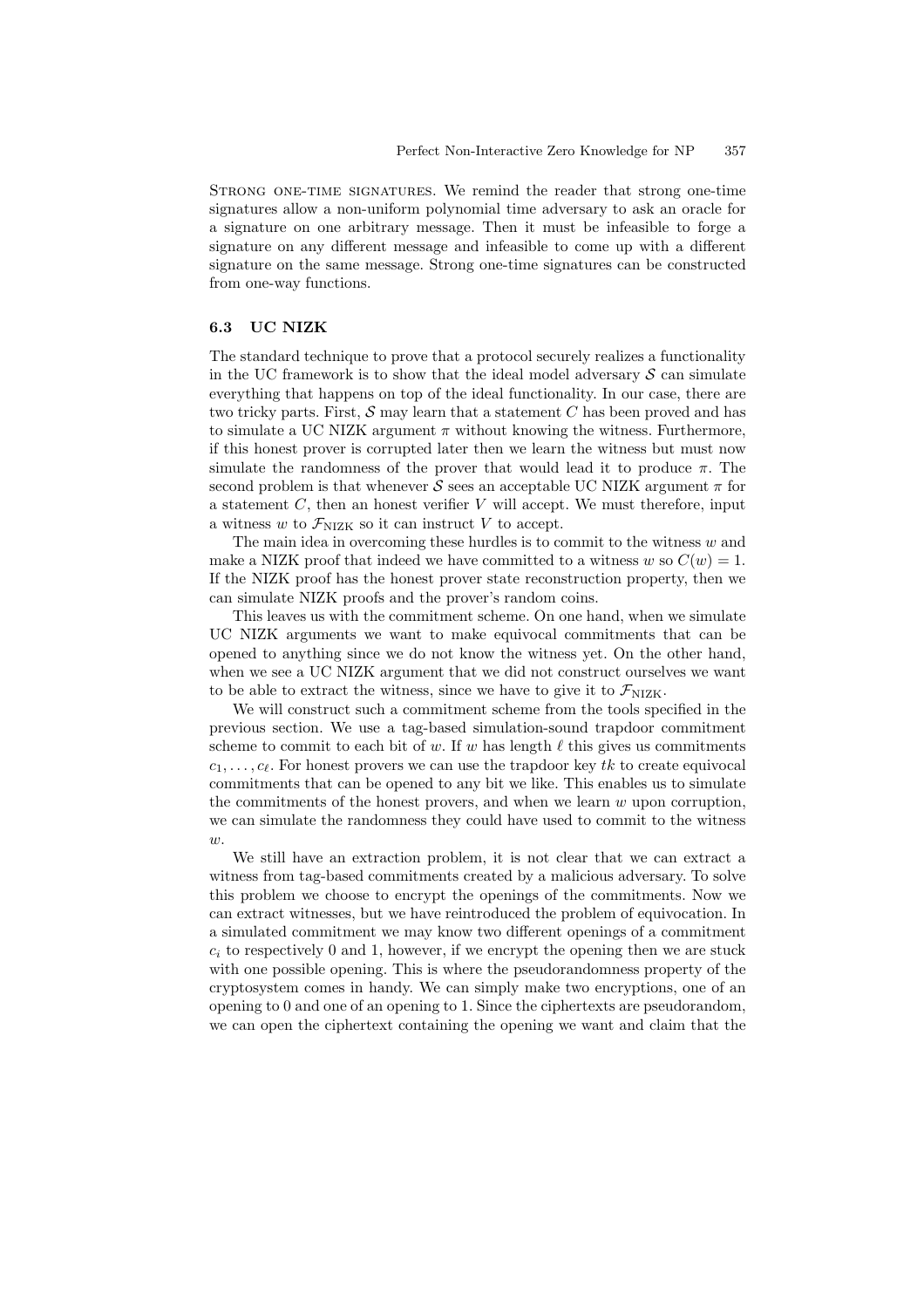Strong one-time signatures. We remind the reader that strong one-time signatures allow a non-uniform polynomial time adversary to ask an oracle for a signature on one arbitrary message. Then it must be infeasible to forge a signature on any different message and infeasible to come up with a different signature on the same message. Strong one-time signatures can be constructed from one-way functions.

### 6.3 UC NIZK

The standard technique to prove that a protocol securely realizes a functionality in the UC framework is to show that the ideal model adversary $\mathcal{S}$ can simulate everything that happens on top of the ideal functionality. In our case, there are two tricky parts. First, $\mathcal{S}$ may learn that a statement $C$ has been proved and has to simulate a UC NIZK argument $\pi$ without knowing the witness. Furthermore, if this honest prover is corrupted later then we learn the witness but must now simulate the randomness of the prover that would lead it to produce $\pi$. The second problem is that whenever $\mathcal{S}$ sees an acceptable UC NIZK argument $\pi$ for a statement $C$, then an honest verifier $V$ will accept. We must therefore, input a witness $w$ to $\mathcal{F}_{\text{NIZK}}$ so it can instruct $V$ to accept.

The main idea in overcoming these hurdles is to commit to the witness $w$ and make a NIZK proof that indeed we have committed to a witness $w$ so $C(w) = 1$. If the NIZK proof has the honest prover state reconstruction property, then we can simulate NIZK proofs and the prover's random coins.

This leaves us with the commitment scheme. On one hand, when we simulate UC NIZK arguments we want to make equivocal commitments that can be opened to anything since we do not know the witness yet. On the other hand, when we see a UC NIZK argument that we did not construct ourselves we want to be able to extract the witness, since we have to give it to $\mathcal{F}_{\text{NIZK}}$.

We will construct such a commitment scheme from the tools specified in the previous section. We use a tag-based simulation-sound trapdoor commitment scheme to commit to each bit of $w$. If $w$ has length $\ell$ this gives us commitments $c_1, \ldots, c_\ell$. For honest provers we can use the trapdoor key $tk$ to create equivocal commitments that can be opened to any bit we like. This enables us to simulate the commitments of the honest provers, and when we learn $w$ upon corruption, we can simulate the randomness they could have used to commit to the witness $w$.

We still have an extraction problem, it is not clear that we can extract a witness from tag-based commitments created by a malicious adversary. To solve this problem we choose to encrypt the openings of the commitments. Now we can extract witnesses, but we have reintroduced the problem of equivocation. In a simulated commitment we may know two different openings of a commitment $c_i$ to respectively 0 and 1, however, if we encrypt the opening then we are stuck with one possible opening. This is where the pseudorandomness property of the cryptosystem comes in handy. We can simply make two encryptions, one of an opening to 0 and one of an opening to 1. Since the ciphertexts are pseudorandom, we can open the ciphertext containing the opening we want and claim that the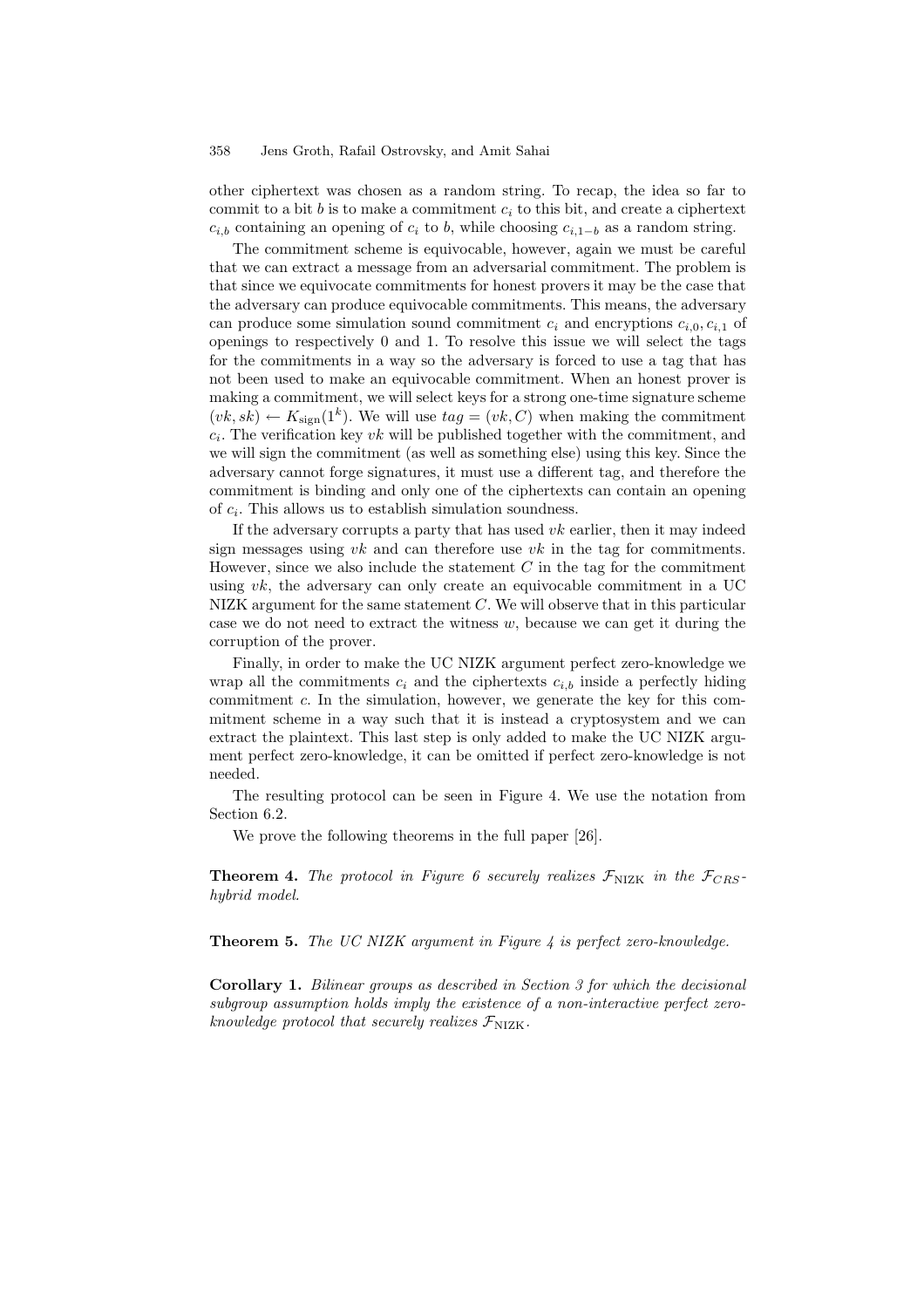other ciphertext was chosen as a random string. To recap, the idea so far to commit to a bit $b$ is to make a commitment $c_i$ to this bit, and create a ciphertext $c_{i,b}$ containing an opening of $c_i$ to $b$, while choosing $c_{i,1-b}$ as a random string.

The commitment scheme is equivocable, however, again we must be careful that we can extract a message from an adversarial commitment. The problem is that since we equivocate commitments for honest provers it may be the case that the adversary can produce equivocable commitments. This means, the adversary can produce some simulation sound commitment $c_i$ and encryptions $c_{i,0}, c_{i,1}$ of openings to respectively 0 and 1. To resolve this issue we will select the tags for the commitments in a way so the adversary is forced to use a tag that has not been used to make an equivocable commitment. When an honest prover is making a commitment, we will select keys for a strong one-time signature scheme $(vk, sk) \leftarrow K_{\text{sign}}(1^k)$. We will use $tag = (vk, C)$ when making the commitment $c_i$. The verification key $vk$ will be published together with the commitment, and we will sign the commitment (as well as something else) using this key. Since the adversary cannot forge signatures, it must use a different tag, and therefore the commitment is binding and only one of the ciphertexts can contain an opening of $c_i$. This allows us to establish simulation soundness.

If the adversary corrupts a party that has used $vk$ earlier, then it may indeed sign messages using $vk$ and can therefore use $vk$ in the tag for commitments. However, since we also include the statement $C$ in the tag for the commitment using $vk$, the adversary can only create an equivocable commitment in a UC NIZK argument for the same statement $C$. We will observe that in this particular case we do not need to extract the witness $w$, because we can get it during the corruption of the prover.

Finally, in order to make the UC NIZK argument perfect zero-knowledge we wrap all the commitments $c_i$ and the ciphertexts $c_{i,b}$ inside a perfectly hiding commitment $c$. In the simulation, however, we generate the key for this commitment scheme in a way such that it is instead a cryptosystem and we can extract the plaintext. This last step is only added to make the UC NIZK argument perfect zero-knowledge, it can be omitted if perfect zero-knowledge is not needed.

The resulting protocol can be seen in Figure 4. We use the notation from Section 6.2.

We prove the following theorems in the full paper [26].

**Theorem 4.** *The protocol in Figure 6 securely realizes $\mathcal{F}_{\text{NIZK}}$ in the $\mathcal{F}_{CRS}$-hybrid model.*

**Theorem 5.** *The UC NIZK argument in Figure 4 is perfect zero-knowledge.*

**Corollary 1.** *Bilinear groups as described in Section 3 for which the decisional subgroup assumption holds imply the existence of a non-interactive perfect zero-knowledge protocol that securely realizes $\mathcal{F}_{\text{NIZK}}$.*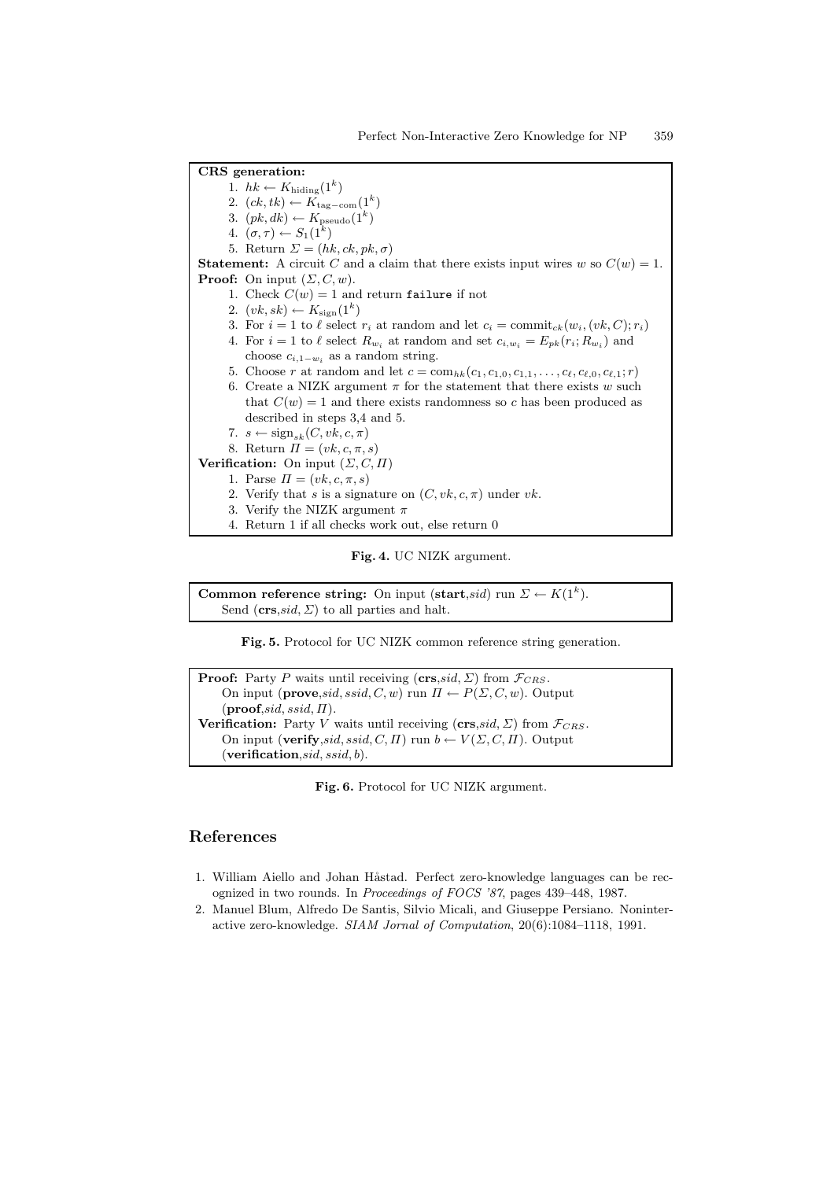**CRS generation:**

1. $hk \leftarrow K_{\text{hiding}}(1^k)$
2. $(ck, tk) \leftarrow K_{\text{tag-com}}(1^k)$
3. $(pk, dk) \leftarrow K_{\text{pseudo}}(1^k)$
4. $(\sigma, \tau) \leftarrow S_1(1^k)$
5. Return $\Sigma = (hk, ck, pk, \sigma)$

**Statement:** A circuit $C$ and a claim that there exists input wires $w$ so $C(w) = 1$.

**Proof:** On input $(\Sigma, C, w)$.

1. Check $C(w) = 1$ and return `failure` if not
2. $(vk, sk) \leftarrow K_{\text{sign}}(1^k)$
3. For $i = 1$ to $\ell$ select $r_i$ at random and let $c_i = \text{commit}_{ck}(w_i, (vk, C); r_i)$
4. For $i = 1$ to $\ell$ select $R_{w_i}$ at random and set $c_{i,w_i} = E_{pk}(r_i; R_{w_i})$ and choose $c_{i,1-w_i}$ as a random string.
5. Choose $r$ at random and let $c = \text{com}_{hk}(c_1, c_{1,0}, c_{1,1}, \ldots, c_\ell, c_{\ell,0}, c_{\ell,1}; r)$
6. Create a NIZK argument $\pi$ for the statement that there exists $w$ such that $C(w) = 1$ and there exists randomness so $c$ has been produced as described in steps 3,4 and 5.
7. $s \leftarrow \text{sign}_{sk}(C, vk, c, \pi)$
8. Return $\Pi = (vk, c, \pi, s)$

**Verification:** On input $(\Sigma, C, \Pi)$

1. Parse $\Pi = (vk, c, \pi, s)$
2. Verify that $s$ is a signature on $(C, vk, c, \pi)$ under $vk$.
3. Verify the NIZK argument $\pi$
4. Return 1 if all checks work out, else return 0

**Fig. 4.** UC NIZK argument.

**Common reference string:** On input (**start**,$sid$) run $\Sigma \leftarrow K(1^k)$. Send (**crs**,$sid$, $\Sigma$) to all parties and halt.

**Fig. 5.** Protocol for UC NIZK common reference string generation.

**Proof:** Party $P$ waits until receiving (**crs**,$sid$, $\Sigma$) from $\mathcal{F}_{CRS}$. On input (**prove**,$sid$, $ssid$, $C$, $w$) run $\Pi \leftarrow P(\Sigma, C, w)$. Output (**proof**,$sid$, $ssid$, $\Pi$).

**Verification:** Party $V$ waits until receiving (**crs**,$sid$, $\Sigma$) from $\mathcal{F}_{CRS}$. On input (**verify**,$sid$, $ssid$, $C$, $\Pi$) run $b \leftarrow V(\Sigma, C, \Pi)$. Output (**verification**,$sid$, $ssid$, $b$).

**Fig. 6.** Protocol for UC NIZK argument.

# References

1. William Aiello and Johan Håstad. Perfect zero-knowledge languages can be recognized in two rounds. In *Proceedings of FOCS '87*, pages 439–448, 1987.
2. Manuel Blum, Alfredo De Santis, Silvio Micali, and Giuseppe Persiano. Noninteractive zero-knowledge. *SIAM Jornal of Computation*, 20(6):1084–1118, 1991.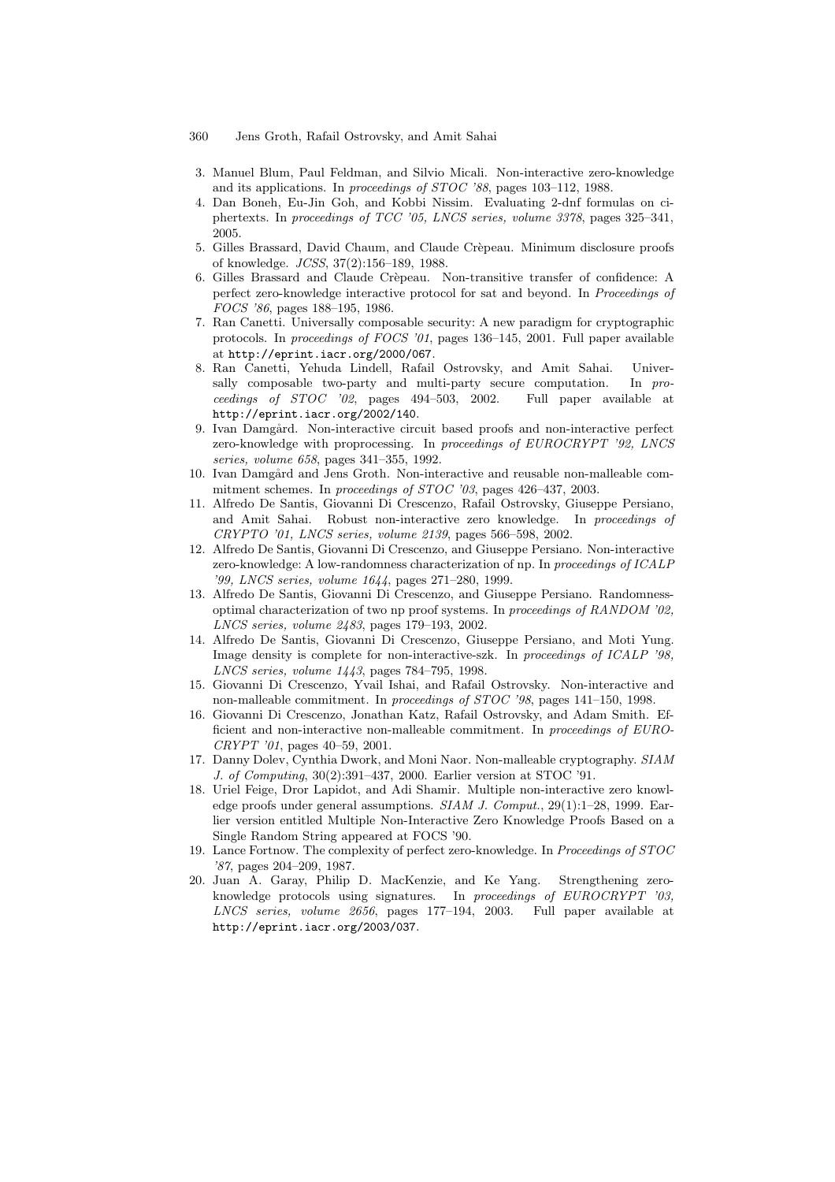3. Manuel Blum, Paul Feldman, and Silvio Micali. Non-interactive zero-knowledge and its applications. In *proceedings of STOC '88*, pages 103–112, 1988.
4. Dan Boneh, Eu-Jin Goh, and Kobbi Nissim. Evaluating 2-dnf formulas on ciphertexts. In *proceedings of TCC '05, LNCS series, volume 3378*, pages 325–341, 2005.
5. Gilles Brassard, David Chaum, and Claude Crèpeau. Minimum disclosure proofs of knowledge. *JCSS*, 37(2):156–189, 1988.
6. Gilles Brassard and Claude Crèpeau. Non-transitive transfer of confidence: A perfect zero-knowledge interactive protocol for sat and beyond. In *Proceedings of FOCS '86*, pages 188–195, 1986.
7. Ran Canetti. Universally composable security: A new paradigm for cryptographic protocols. In *proceedings of FOCS '01*, pages 136–145, 2001. Full paper available at `http://eprint.iacr.org/2000/067`.
8. Ran Canetti, Yehuda Lindell, Rafail Ostrovsky, and Amit Sahai. Universally composable two-party and multi-party secure computation. In *proceedings of STOC '02*, pages 494–503, 2002. Full paper available at `http://eprint.iacr.org/2002/140`.
9. Ivan Damgård. Non-interactive circuit based proofs and non-interactive perfect zero-knowledge with proprocessing. In *proceedings of EUROCRYPT '92, LNCS series, volume 658*, pages 341–355, 1992.
10. Ivan Damgård and Jens Groth. Non-interactive and reusable non-malleable commitment schemes. In *proceedings of STOC '03*, pages 426–437, 2003.
11. Alfredo De Santis, Giovanni Di Crescenzo, Rafail Ostrovsky, Giuseppe Persiano, and Amit Sahai. Robust non-interactive zero knowledge. In *proceedings of CRYPTO '01, LNCS series, volume 2139*, pages 566–598, 2002.
12. Alfredo De Santis, Giovanni Di Crescenzo, and Giuseppe Persiano. Non-interactive zero-knowledge: A low-randomness characterization of np. In *proceedings of ICALP '99, LNCS series, volume 1644*, pages 271–280, 1999.
13. Alfredo De Santis, Giovanni Di Crescenzo, and Giuseppe Persiano. Randomness-optimal characterization of two np proof systems. In *proceedings of RANDOM '02, LNCS series, volume 2483*, pages 179–193, 2002.
14. Alfredo De Santis, Giovanni Di Crescenzo, Giuseppe Persiano, and Moti Yung. Image density is complete for non-interactive-szk. In *proceedings of ICALP '98, LNCS series, volume 1443*, pages 784–795, 1998.
15. Giovanni Di Crescenzo, Yvail Ishai, and Rafail Ostrovsky. Non-interactive and non-malleable commitment. In *proceedings of STOC '98*, pages 141–150, 1998.
16. Giovanni Di Crescenzo, Jonathan Katz, Rafail Ostrovsky, and Adam Smith. Efficient and non-interactive non-malleable commitment. In *proceedings of EUROCRYPT '01*, pages 40–59, 2001.
17. Danny Dolev, Cynthia Dwork, and Moni Naor. Non-malleable cryptography. *SIAM J. of Computing*, 30(2):391–437, 2000. Earlier version at STOC '91.
18. Uriel Feige, Dror Lapidot, and Adi Shamir. Multiple non-interactive zero knowledge proofs under general assumptions. *SIAM J. Comput.*, 29(1):1–28, 1999. Earlier version entitled Multiple Non-Interactive Zero Knowledge Proofs Based on a Single Random String appeared at FOCS '90.
19. Lance Fortnow. The complexity of perfect zero-knowledge. In *Proceedings of STOC '87*, pages 204–209, 1987.
20. Juan A. Garay, Philip D. MacKenzie, and Ke Yang. Strengthening zero-knowledge protocols using signatures. In *proceedings of EUROCRYPT '03, LNCS series, volume 2656*, pages 177–194, 2003. Full paper available at `http://eprint.iacr.org/2003/037`.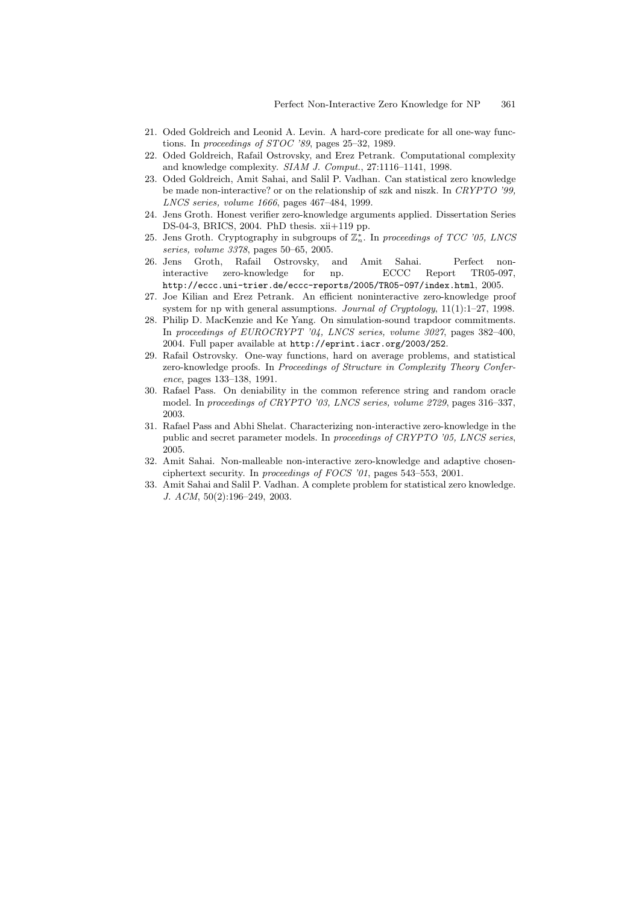21. Oded Goldreich and Leonid A. Levin. A hard-core predicate for all one-way functions. In *proceedings of STOC '89*, pages 25–32, 1989.
22. Oded Goldreich, Rafail Ostrovsky, and Erez Petrank. Computational complexity and knowledge complexity. *SIAM J. Comput.*, 27:1116–1141, 1998.
23. Oded Goldreich, Amit Sahai, and Salil P. Vadhan. Can statistical zero knowledge be made non-interactive? or on the relationship of szk and niszk. In *CRYPTO '99, LNCS series, volume 1666*, pages 467–484, 1999.
24. Jens Groth. Honest verifier zero-knowledge arguments applied. Dissertation Series DS-04-3, BRICS, 2004. PhD thesis. xii+119 pp.
25. Jens Groth. Cryptography in subgroups of $\mathbb{Z}_n^*$. In *proceedings of TCC '05, LNCS series, volume 3378*, pages 50–65, 2005.
26. Jens Groth, Rafail Ostrovsky, and Amit Sahai. Perfect non-interactive zero-knowledge for np. ECCC Report TR05-097, `http://eccc.uni-trier.de/eccc-reports/2005/TR05-097/index.html`, 2005.
27. Joe Kilian and Erez Petrank. An efficient noninteractive zero-knowledge proof system for np with general assumptions. *Journal of Cryptology*, 11(1):1–27, 1998.
28. Philip D. MacKenzie and Ke Yang. On simulation-sound trapdoor commitments. In *proceedings of EUROCRYPT '04, LNCS series, volume 3027*, pages 382–400, 2004. Full paper available at `http://eprint.iacr.org/2003/252`.
29. Rafail Ostrovsky. One-way functions, hard on average problems, and statistical zero-knowledge proofs. In *Proceedings of Structure in Complexity Theory Conference*, pages 133–138, 1991.
30. Rafael Pass. On deniability in the common reference string and random oracle model. In *proceedings of CRYPTO '03, LNCS series, volume 2729*, pages 316–337, 2003.
31. Rafael Pass and Abhi Shelat. Characterizing non-interactive zero-knowledge in the public and secret parameter models. In *proceedings of CRYPTO '05, LNCS series*, 2005.
32. Amit Sahai. Non-malleable non-interactive zero-knowledge and adaptive chosen-ciphertext security. In *proceedings of FOCS '01*, pages 543–553, 2001.
33. Amit Sahai and Salil P. Vadhan. A complete problem for statistical zero knowledge. *J. ACM*, 50(2):196–249, 2003.